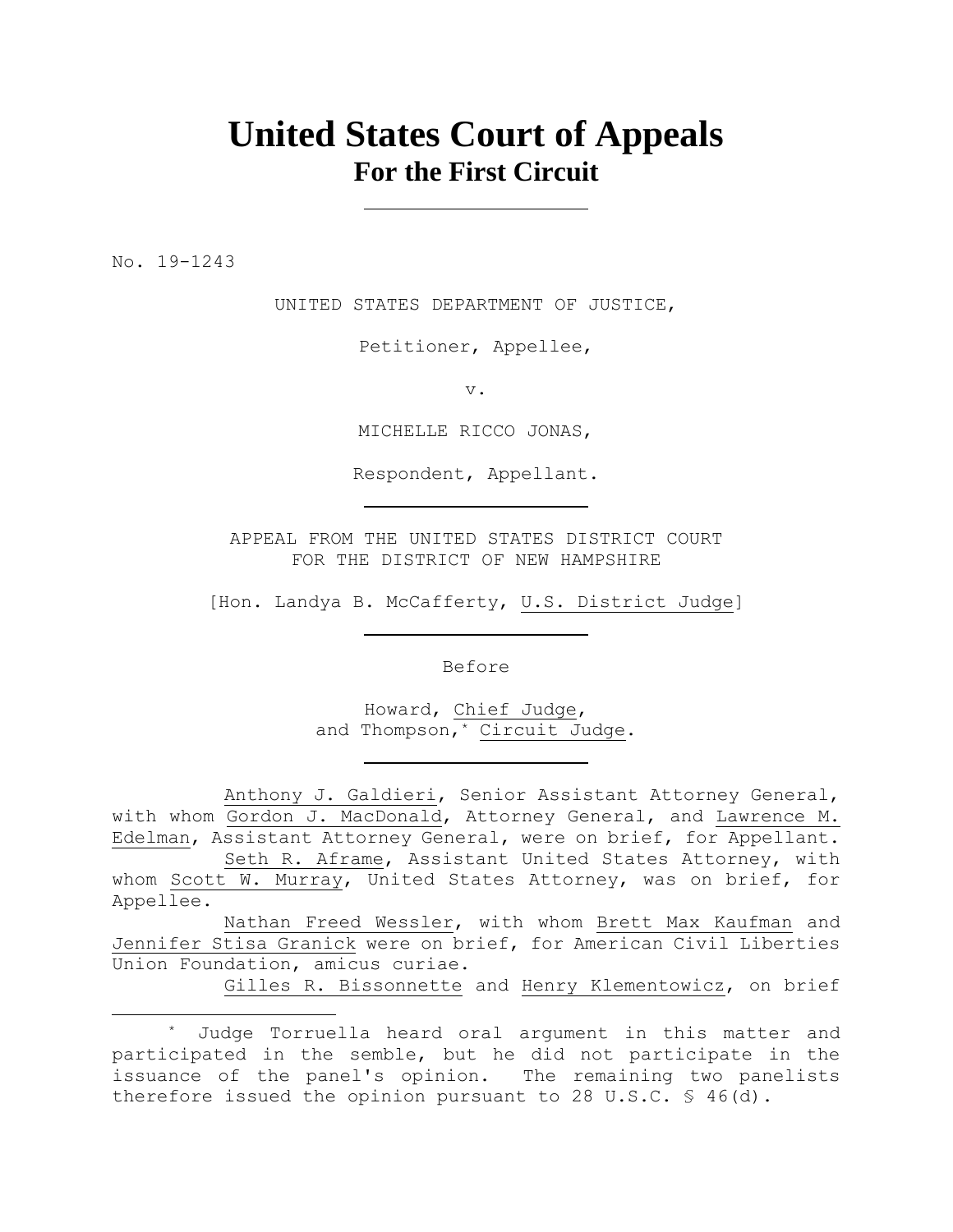# United States Court of Appeals
## For the First Circuit

---

No. 19-1243

UNITED STATES DEPARTMENT OF JUSTICE,

Petitioner, Appellee,

v.

MICHELLE RICCO JONAS,

Respondent, Appellant.

---

APPEAL FROM THE UNITED STATES DISTRICT COURT
FOR THE DISTRICT OF NEW HAMPSHIRE

[Hon. Landya B. McCafferty, U.S. District Judge]

---

Before

Howard, Chief Judge,
and Thompson,* Circuit Judge.

---

Anthony J. Galdieri, Senior Assistant Attorney General, with whom Gordon J. MacDonald, Attorney General, and Lawrence M. Edelman, Assistant Attorney General, were on brief, for Appellant.

Seth R. Aframe, Assistant United States Attorney, with whom Scott W. Murray, United States Attorney, was on brief, for Appellee.

Nathan Freed Wessler, with whom Brett Max Kaufman and Jennifer Stisa Granick were on brief, for American Civil Liberties Union Foundation, amicus curiae.

Gilles R. Bissonnette and Henry Klementowicz, on brief

---

* Judge Torruella heard oral argument in this matter and participated in the semble, but he did not participate in the issuance of the panel's opinion. The remaining two panelists therefore issued the opinion pursuant to 28 U.S.C. § 46(d).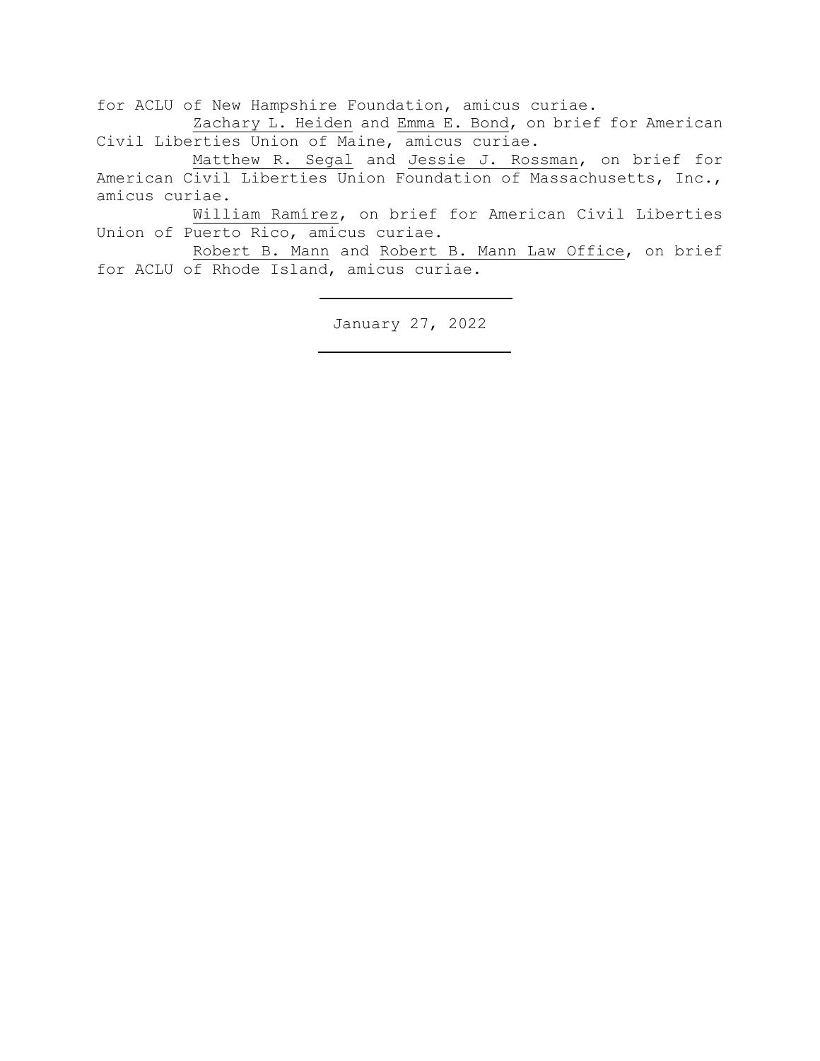for ACLU of New Hampshire Foundation, amicus curiae.

Zachary L. Heiden and Emma E. Bond, on brief for American Civil Liberties Union of Maine, amicus curiae.

Matthew R. Segal and Jessie J. Rossman, on brief for American Civil Liberties Union Foundation of Massachusetts, Inc., amicus curiae.

William Ramírez, on brief for American Civil Liberties Union of Puerto Rico, amicus curiae.

Robert B. Mann and Robert B. Mann Law Office, on brief for ACLU of Rhode Island, amicus curiae.

---

January 27, 2022

---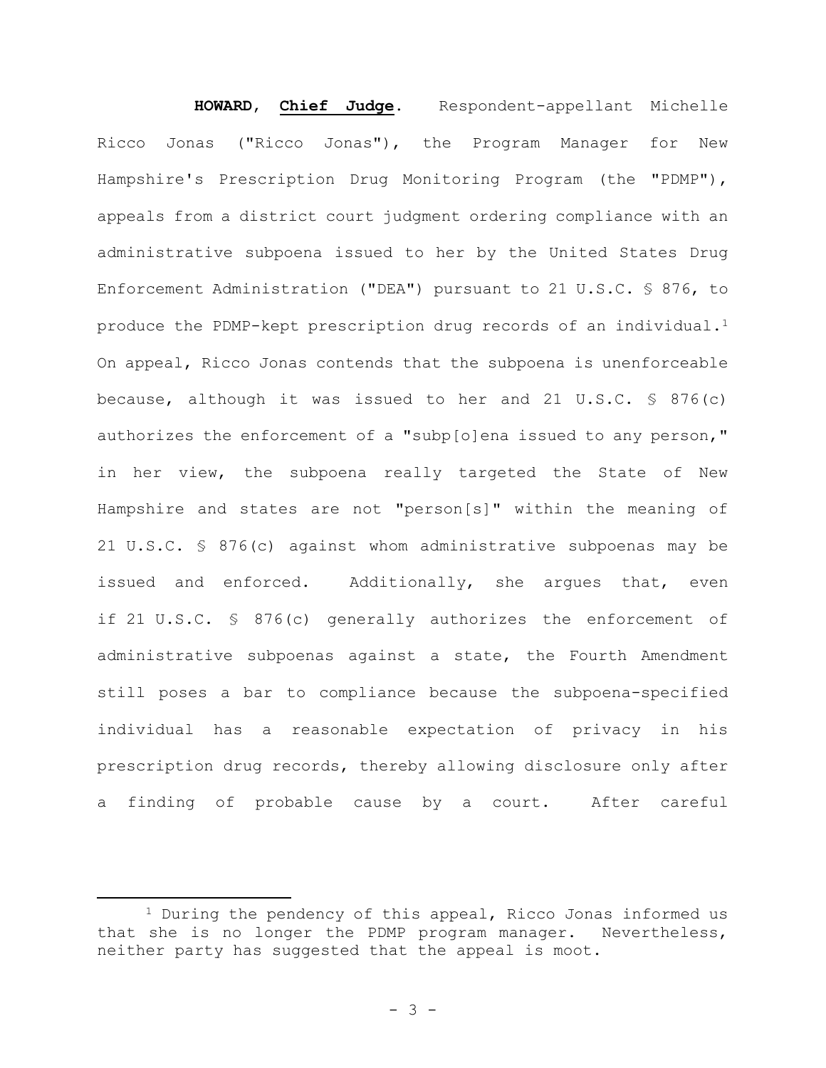**HOWARD**, **Chief Judge**. Respondent-appellant Michelle Ricco Jonas ("Ricco Jonas"), the Program Manager for New Hampshire's Prescription Drug Monitoring Program (the "PDMP"), appeals from a district court judgment ordering compliance with an administrative subpoena issued to her by the United States Drug Enforcement Administration ("DEA") pursuant to 21 U.S.C. § 876, to produce the PDMP-kept prescription drug records of an individual.[1] On appeal, Ricco Jonas contends that the subpoena is unenforceable because, although it was issued to her and 21 U.S.C. § 876(c) authorizes the enforcement of a "subp[o]ena issued to any person," in her view, the subpoena really targeted the State of New Hampshire and states are not "person[s]" within the meaning of 21 U.S.C. § 876(c) against whom administrative subpoenas may be issued and enforced. Additionally, she argues that, even if 21 U.S.C. § 876(c) generally authorizes the enforcement of administrative subpoenas against a state, the Fourth Amendment still poses a bar to compliance because the subpoena-specified individual has a reasonable expectation of privacy in his prescription drug records, thereby allowing disclosure only after a finding of probable cause by a court. After careful

[1] During the pendency of this appeal, Ricco Jonas informed us that she is no longer the PDMP program manager. Nevertheless, neither party has suggested that the appeal is moot.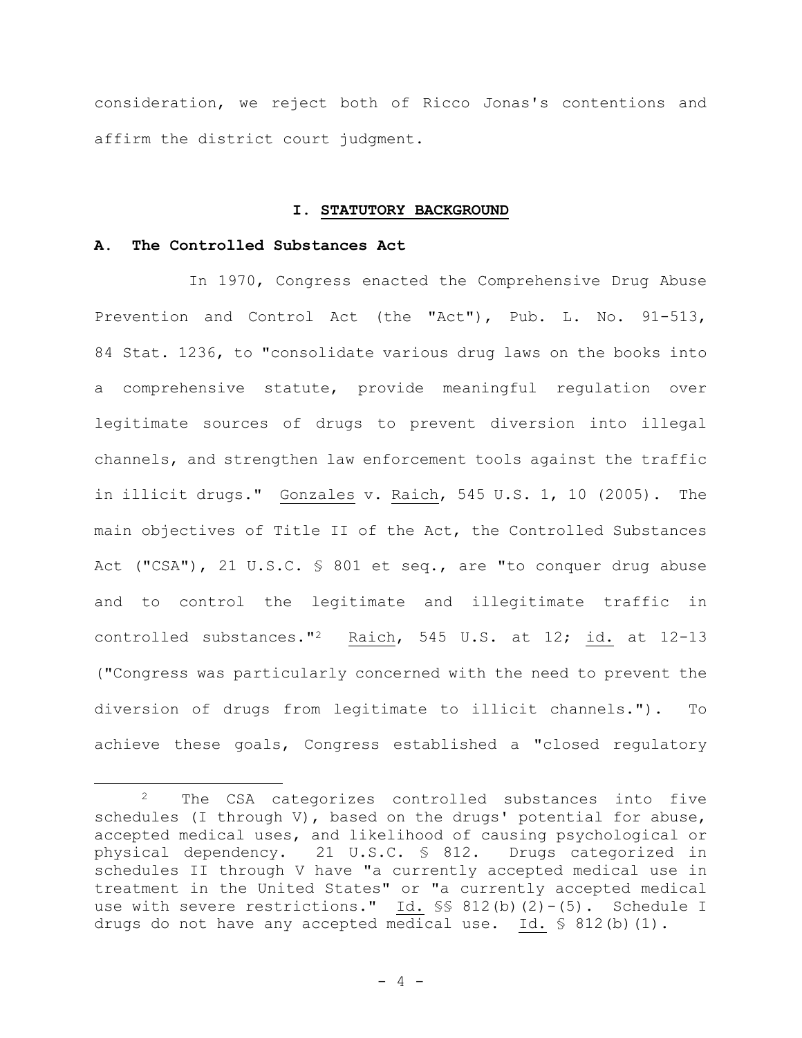consideration, we reject both of Ricco Jonas's contentions and affirm the district court judgment.

## I. STATUTORY BACKGROUND

### A. The Controlled Substances Act

In 1970, Congress enacted the Comprehensive Drug Abuse Prevention and Control Act (the "Act"), Pub. L. No. 91-513, 84 Stat. 1236, to "consolidate various drug laws on the books into a comprehensive statute, provide meaningful regulation over legitimate sources of drugs to prevent diversion into illegal channels, and strengthen law enforcement tools against the traffic in illicit drugs." Gonzales v. Raich, 545 U.S. 1, 10 (2005). The main objectives of Title II of the Act, the Controlled Substances Act ("CSA"), 21 U.S.C. § 801 et seq., are "to conquer drug abuse and to control the legitimate and illegitimate traffic in controlled substances."[2] Raich, 545 U.S. at 12; id. at 12-13 ("Congress was particularly concerned with the need to prevent the diversion of drugs from legitimate to illicit channels."). To achieve these goals, Congress established a "closed regulatory

---

[2] The CSA categorizes controlled substances into five schedules (I through V), based on the drugs' potential for abuse, accepted medical uses, and likelihood of causing psychological or physical dependency. 21 U.S.C. § 812. Drugs categorized in schedules II through V have "a currently accepted medical use in treatment in the United States" or "a currently accepted medical use with severe restrictions." Id. §§ 812(b)(2)-(5). Schedule I drugs do not have any accepted medical use. Id. § 812(b)(1).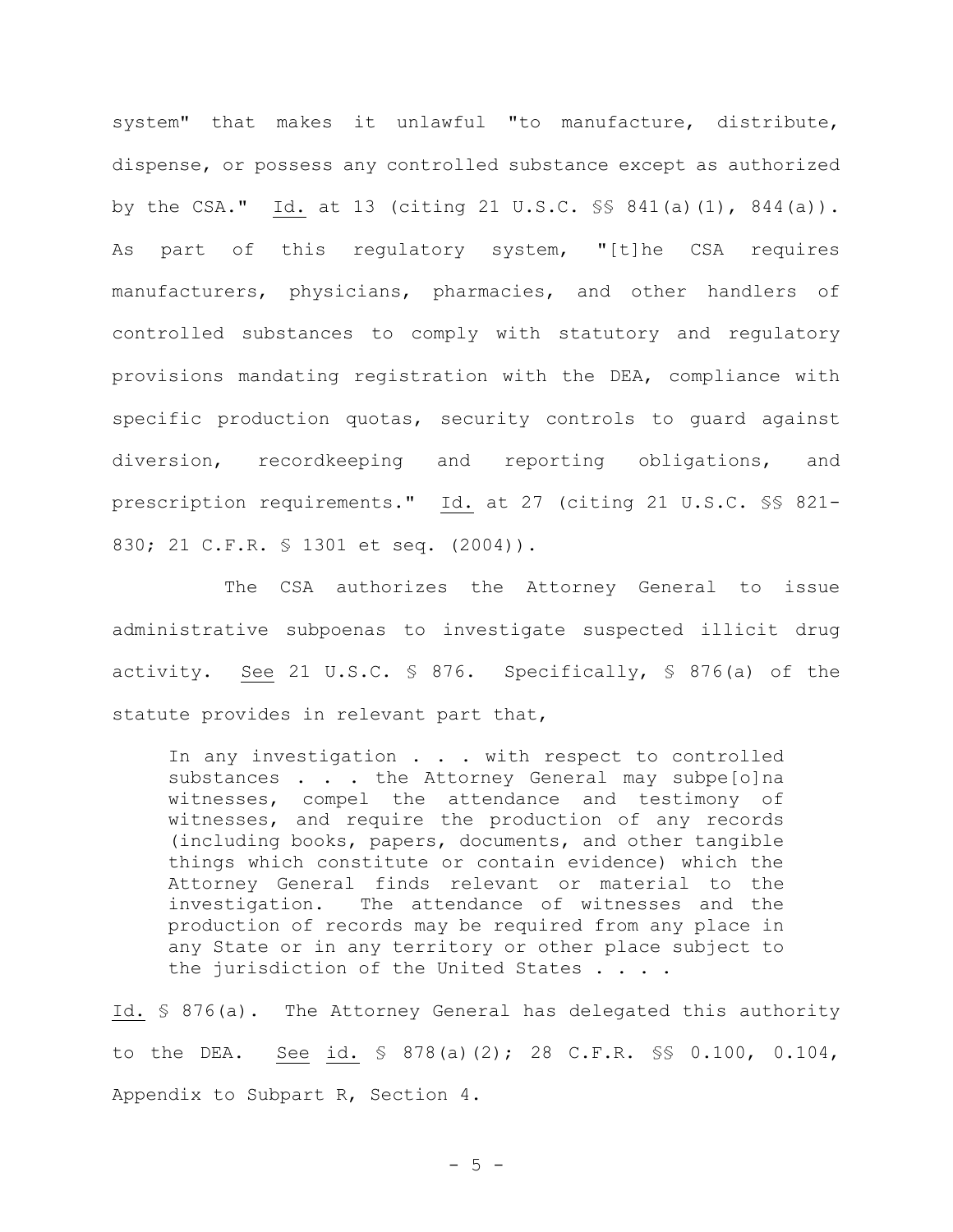system" that makes it unlawful "to manufacture, distribute, dispense, or possess any controlled substance except as authorized by the CSA." Id. at 13 (citing 21 U.S.C. §§ 841(a)(1), 844(a)). As part of this regulatory system, "[t]he CSA requires manufacturers, physicians, pharmacies, and other handlers of controlled substances to comply with statutory and regulatory provisions mandating registration with the DEA, compliance with specific production quotas, security controls to guard against diversion, recordkeeping and reporting obligations, and prescription requirements." Id. at 27 (citing 21 U.S.C. §§ 821-830; 21 C.F.R. § 1301 et seq. (2004)).

The CSA authorizes the Attorney General to issue administrative subpoenas to investigate suspected illicit drug activity. See 21 U.S.C. § 876. Specifically, § 876(a) of the statute provides in relevant part that,

> In any investigation . . . with respect to controlled substances . . . the Attorney General may subpe[o]na witnesses, compel the attendance and testimony of witnesses, and require the production of any records (including books, papers, documents, and other tangible things which constitute or contain evidence) which the Attorney General finds relevant or material to the investigation. The attendance of witnesses and the production of records may be required from any place in any State or in any territory or other place subject to the jurisdiction of the United States . . . .

Id. § 876(a). The Attorney General has delegated this authority to the DEA. See id. § 878(a)(2); 28 C.F.R. §§ 0.100, 0.104, Appendix to Subpart R, Section 4.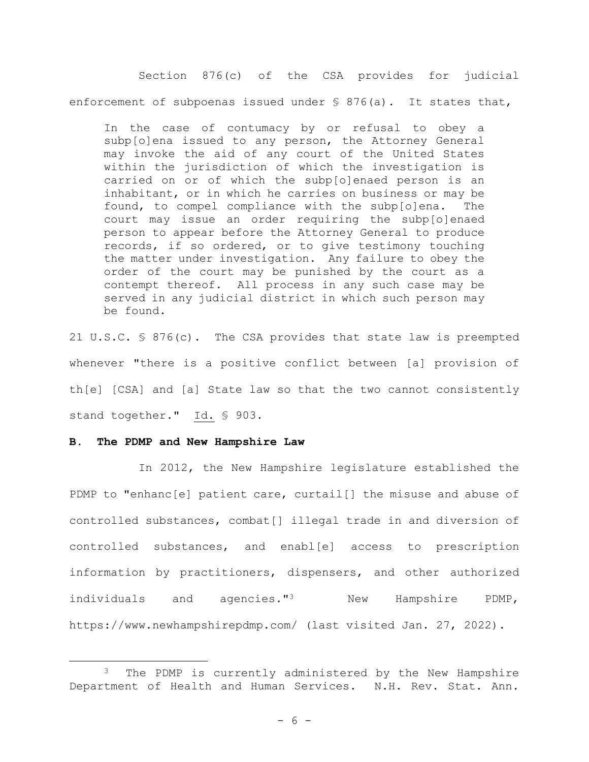Section 876(c) of the CSA provides for judicial enforcement of subpoenas issued under § 876(a). It states that,

> In the case of contumacy by or refusal to obey a subp[o]ena issued to any person, the Attorney General may invoke the aid of any court of the United States within the jurisdiction of which the investigation is carried on or of which the subp[o]enaed person is an inhabitant, or in which he carries on business or may be found, to compel compliance with the subp[o]ena. The court may issue an order requiring the subp[o]enaed person to appear before the Attorney General to produce records, if so ordered, or to give testimony touching the matter under investigation. Any failure to obey the order of the court may be punished by the court as a contempt thereof. All process in any such case may be served in any judicial district in which such person may be found.

21 U.S.C. § 876(c). The CSA provides that state law is preempted whenever "there is a positive conflict between [a] provision of th[e] [CSA] and [a] State law so that the two cannot consistently stand together." Id. § 903.

### B. The PDMP and New Hampshire Law

In 2012, the New Hampshire legislature established the PDMP to "enhanc[e] patient care, curtail[] the misuse and abuse of controlled substances, combat[] illegal trade in and diversion of controlled substances, and enabl[e] access to prescription information by practitioners, dispensers, and other authorized individuals and agencies."[3] New Hampshire PDMP, https://www.newhampshirepdmp.com/ (last visited Jan. 27, 2022).

---

[3] The PDMP is currently administered by the New Hampshire Department of Health and Human Services. N.H. Rev. Stat. Ann.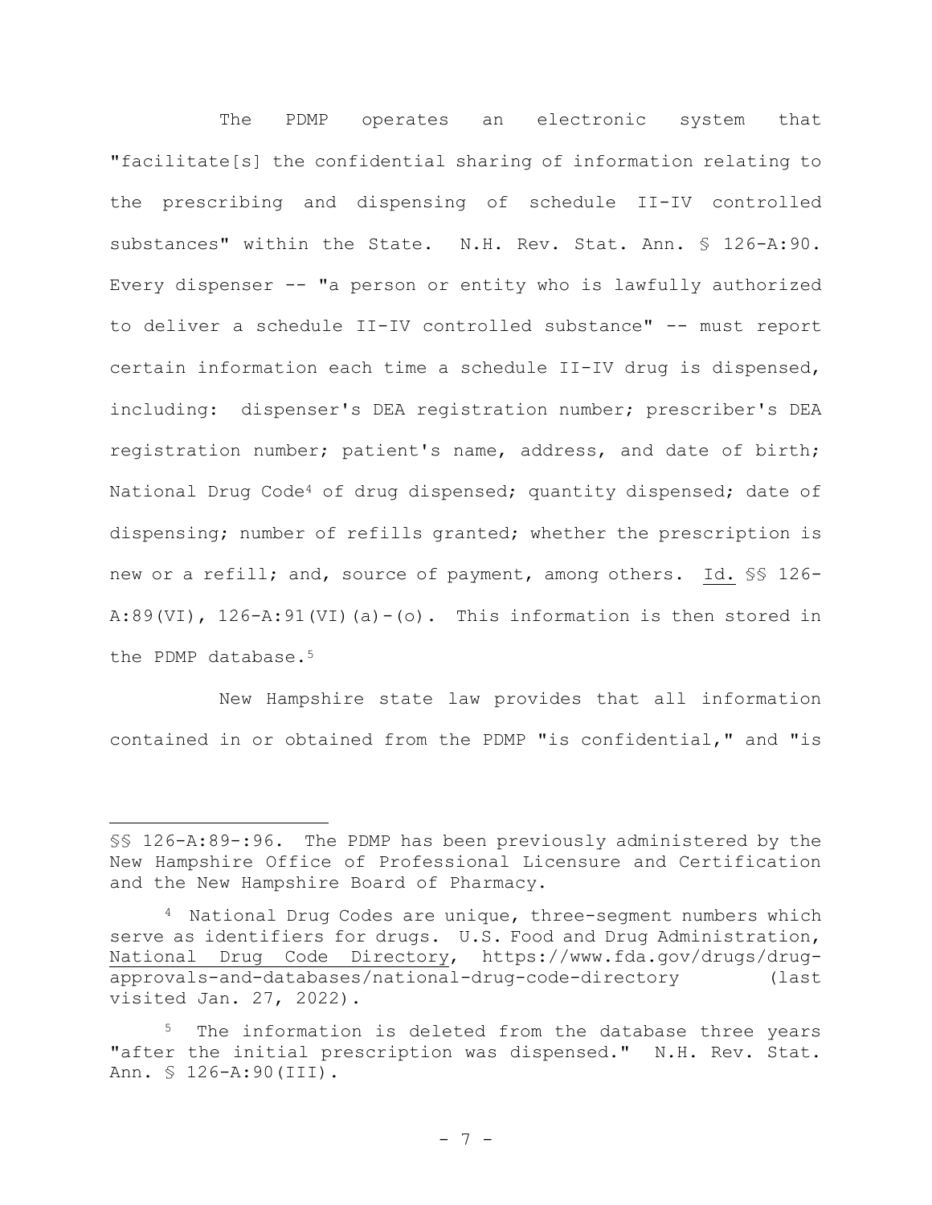The PDMP operates an electronic system that "facilitate[s] the confidential sharing of information relating to the prescribing and dispensing of schedule II-IV controlled substances" within the State. N.H. Rev. Stat. Ann. § 126-A:90. Every dispenser -- "a person or entity who is lawfully authorized to deliver a schedule II-IV controlled substance" -- must report certain information each time a schedule II-IV drug is dispensed, including: dispenser's DEA registration number; prescriber's DEA registration number; patient's name, address, and date of birth; National Drug Code[4] of drug dispensed; quantity dispensed; date of dispensing; number of refills granted; whether the prescription is new or a refill; and, source of payment, among others. Id. §§ 126-A:89(VI), 126-A:91(VI)(a)-(o). This information is then stored in the PDMP database.[5]

New Hampshire state law provides that all information contained in or obtained from the PDMP "is confidential," and "is

---

§§ 126-A:89-:96. The PDMP has been previously administered by the New Hampshire Office of Professional Licensure and Certification and the New Hampshire Board of Pharmacy.

[4] National Drug Codes are unique, three-segment numbers which serve as identifiers for drugs. U.S. Food and Drug Administration, National Drug Code Directory, https://www.fda.gov/drugs/drug-approvals-and-databases/national-drug-code-directory (last visited Jan. 27, 2022).

[5] The information is deleted from the database three years "after the initial prescription was dispensed." N.H. Rev. Stat. Ann. § 126-A:90(III).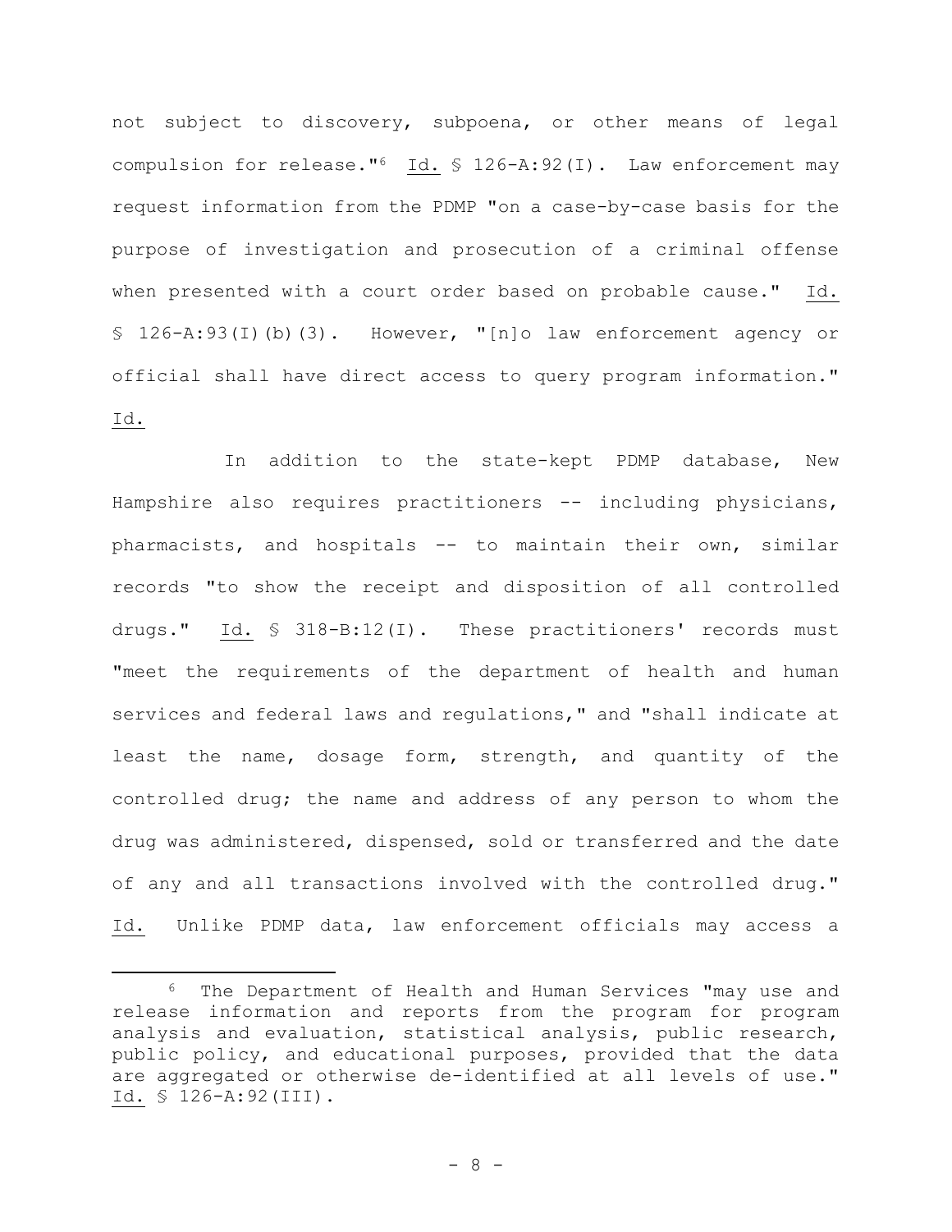not subject to discovery, subpoena, or other means of legal compulsion for release."[6] Id. § 126-A:92(I). Law enforcement may request information from the PDMP "on a case-by-case basis for the purpose of investigation and prosecution of a criminal offense when presented with a court order based on probable cause." Id. § 126-A:93(I)(b)(3). However, "[n]o law enforcement agency or official shall have direct access to query program information." Id.

In addition to the state-kept PDMP database, New Hampshire also requires practitioners -- including physicians, pharmacists, and hospitals -- to maintain their own, similar records "to show the receipt and disposition of all controlled drugs." Id. § 318-B:12(I). These practitioners' records must "meet the requirements of the department of health and human services and federal laws and regulations," and "shall indicate at least the name, dosage form, strength, and quantity of the controlled drug; the name and address of any person to whom the drug was administered, dispensed, sold or transferred and the date of any and all transactions involved with the controlled drug." Id. Unlike PDMP data, law enforcement officials may access a

---

[6] The Department of Health and Human Services "may use and release information and reports from the program for program analysis and evaluation, statistical analysis, public research, public policy, and educational purposes, provided that the data are aggregated or otherwise de-identified at all levels of use." Id. § 126-A:92(III).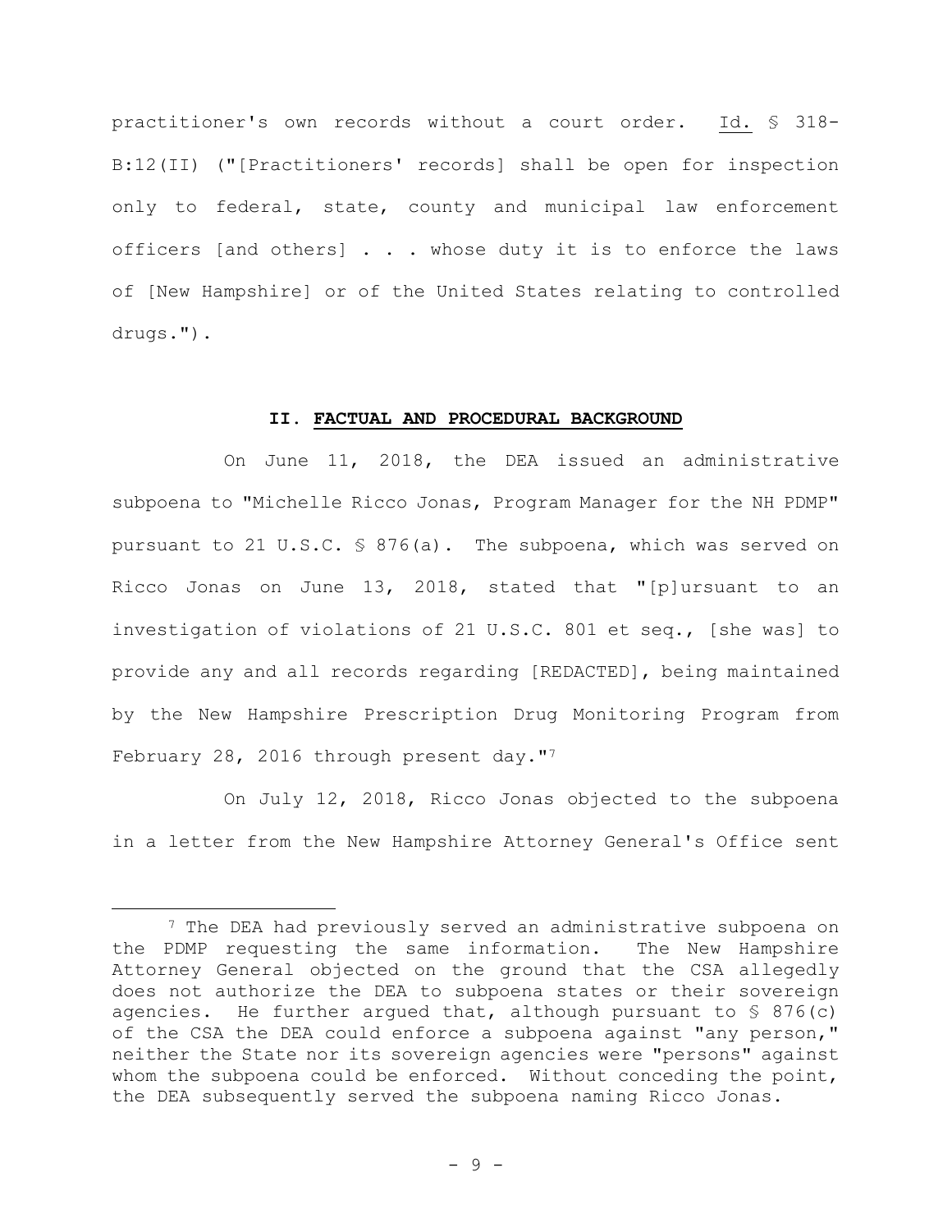practitioner's own records without a court order. Id. § 318-B:12(II) ("[Practitioners' records] shall be open for inspection only to federal, state, county and municipal law enforcement officers [and others] . . . whose duty it is to enforce the laws of [New Hampshire] or of the United States relating to controlled drugs.").

## II. FACTUAL AND PROCEDURAL BACKGROUND

On June 11, 2018, the DEA issued an administrative subpoena to "Michelle Ricco Jonas, Program Manager for the NH PDMP" pursuant to 21 U.S.C. § 876(a). The subpoena, which was served on Ricco Jonas on June 13, 2018, stated that "[p]ursuant to an investigation of violations of 21 U.S.C. 801 et seq., [she was] to provide any and all records regarding [REDACTED], being maintained by the New Hampshire Prescription Drug Monitoring Program from February 28, 2016 through present day."[7]

On July 12, 2018, Ricco Jonas objected to the subpoena in a letter from the New Hampshire Attorney General's Office sent

---

[7] The DEA had previously served an administrative subpoena on the PDMP requesting the same information. The New Hampshire Attorney General objected on the ground that the CSA allegedly does not authorize the DEA to subpoena states or their sovereign agencies. He further argued that, although pursuant to § 876(c) of the CSA the DEA could enforce a subpoena against "any person," neither the State nor its sovereign agencies were "persons" against whom the subpoena could be enforced. Without conceding the point, the DEA subsequently served the subpoena naming Ricco Jonas.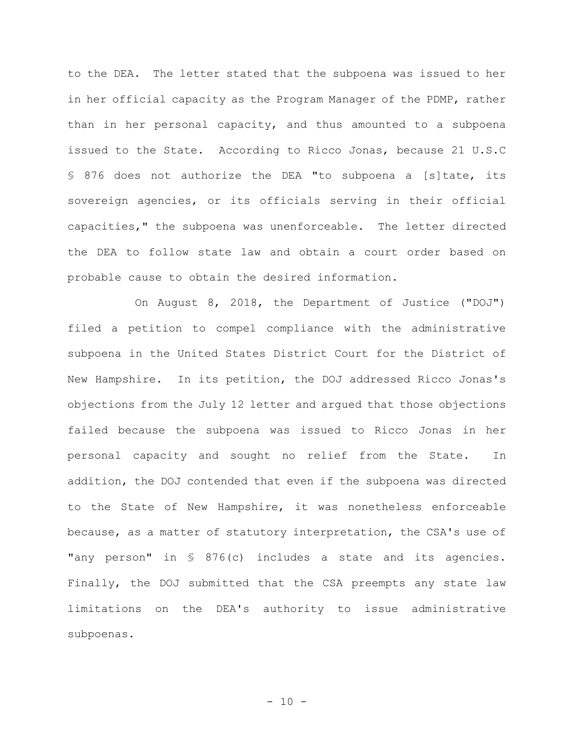to the DEA. The letter stated that the subpoena was issued to her in her official capacity as the Program Manager of the PDMP, rather than in her personal capacity, and thus amounted to a subpoena issued to the State. According to Ricco Jonas, because 21 U.S.C § 876 does not authorize the DEA "to subpoena a [s]tate, its sovereign agencies, or its officials serving in their official capacities," the subpoena was unenforceable. The letter directed the DEA to follow state law and obtain a court order based on probable cause to obtain the desired information.

On August 8, 2018, the Department of Justice ("DOJ") filed a petition to compel compliance with the administrative subpoena in the United States District Court for the District of New Hampshire. In its petition, the DOJ addressed Ricco Jonas's objections from the July 12 letter and argued that those objections failed because the subpoena was issued to Ricco Jonas in her personal capacity and sought no relief from the State. In addition, the DOJ contended that even if the subpoena was directed to the State of New Hampshire, it was nonetheless enforceable because, as a matter of statutory interpretation, the CSA's use of "any person" in § 876(c) includes a state and its agencies. Finally, the DOJ submitted that the CSA preempts any state law limitations on the DEA's authority to issue administrative subpoenas.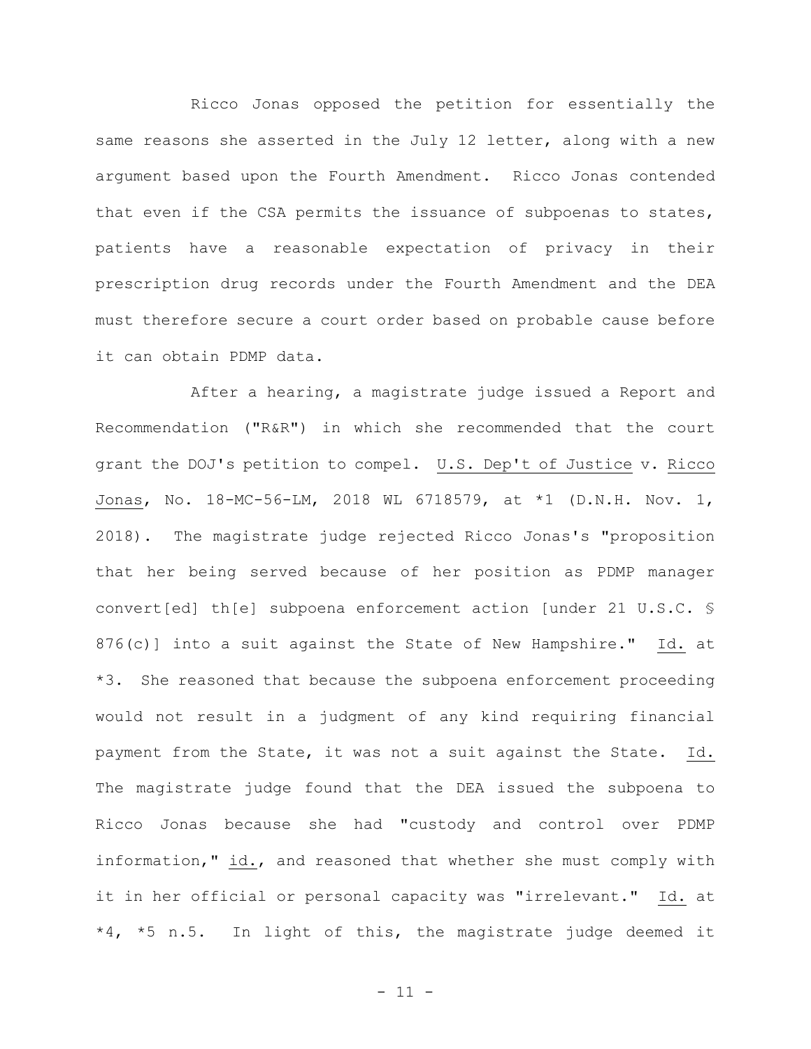Ricco Jonas opposed the petition for essentially the same reasons she asserted in the July 12 letter, along with a new argument based upon the Fourth Amendment. Ricco Jonas contended that even if the CSA permits the issuance of subpoenas to states, patients have a reasonable expectation of privacy in their prescription drug records under the Fourth Amendment and the DEA must therefore secure a court order based on probable cause before it can obtain PDMP data.

After a hearing, a magistrate judge issued a Report and Recommendation ("R&R") in which she recommended that the court grant the DOJ's petition to compel. U.S. Dep't of Justice v. Ricco Jonas, No. 18-MC-56-LM, 2018 WL 6718579, at *1 (D.N.H. Nov. 1, 2018). The magistrate judge rejected Ricco Jonas's "proposition that her being served because of her position as PDMP manager convert[ed] th[e] subpoena enforcement action [under 21 U.S.C. § 876(c)] into a suit against the State of New Hampshire." Id. at *3. She reasoned that because the subpoena enforcement proceeding would not result in a judgment of any kind requiring financial payment from the State, it was not a suit against the State. Id. The magistrate judge found that the DEA issued the subpoena to Ricco Jonas because she had "custody and control over PDMP information," id., and reasoned that whether she must comply with it in her official or personal capacity was "irrelevant." Id. at *4, *5 n.5. In light of this, the magistrate judge deemed it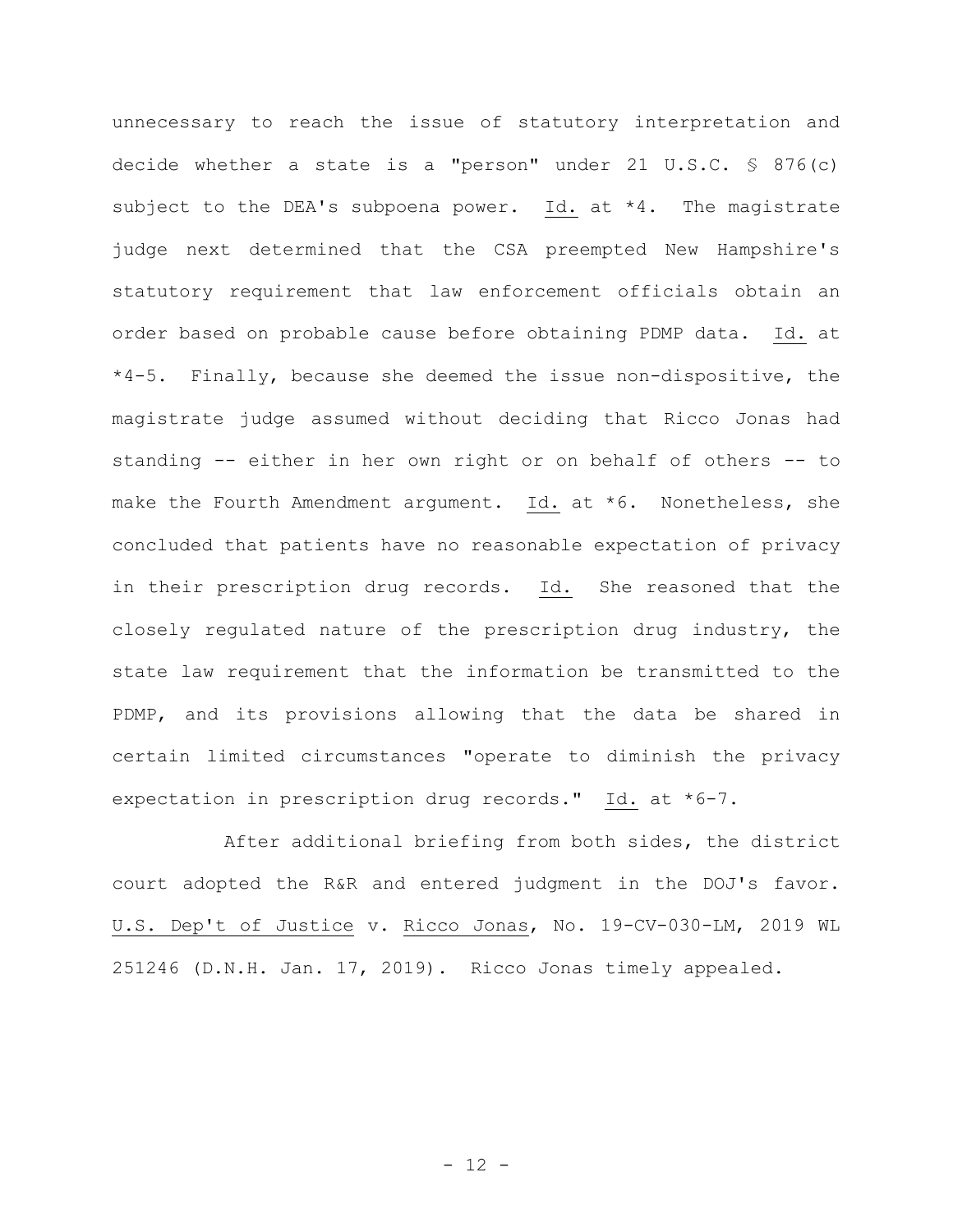unnecessary to reach the issue of statutory interpretation and decide whether a state is a "person" under 21 U.S.C. § 876(c) subject to the DEA's subpoena power. Id. at *4. The magistrate judge next determined that the CSA preempted New Hampshire's statutory requirement that law enforcement officials obtain an order based on probable cause before obtaining PDMP data. Id. at *4-5. Finally, because she deemed the issue non-dispositive, the magistrate judge assumed without deciding that Ricco Jonas had standing -- either in her own right or on behalf of others -- to make the Fourth Amendment argument. Id. at *6. Nonetheless, she concluded that patients have no reasonable expectation of privacy in their prescription drug records. Id. She reasoned that the closely regulated nature of the prescription drug industry, the state law requirement that the information be transmitted to the PDMP, and its provisions allowing that the data be shared in certain limited circumstances "operate to diminish the privacy expectation in prescription drug records." Id. at *6-7.

After additional briefing from both sides, the district court adopted the R&R and entered judgment in the DOJ's favor. U.S. Dep't of Justice v. Ricco Jonas, No. 19-CV-030-LM, 2019 WL 251246 (D.N.H. Jan. 17, 2019). Ricco Jonas timely appealed.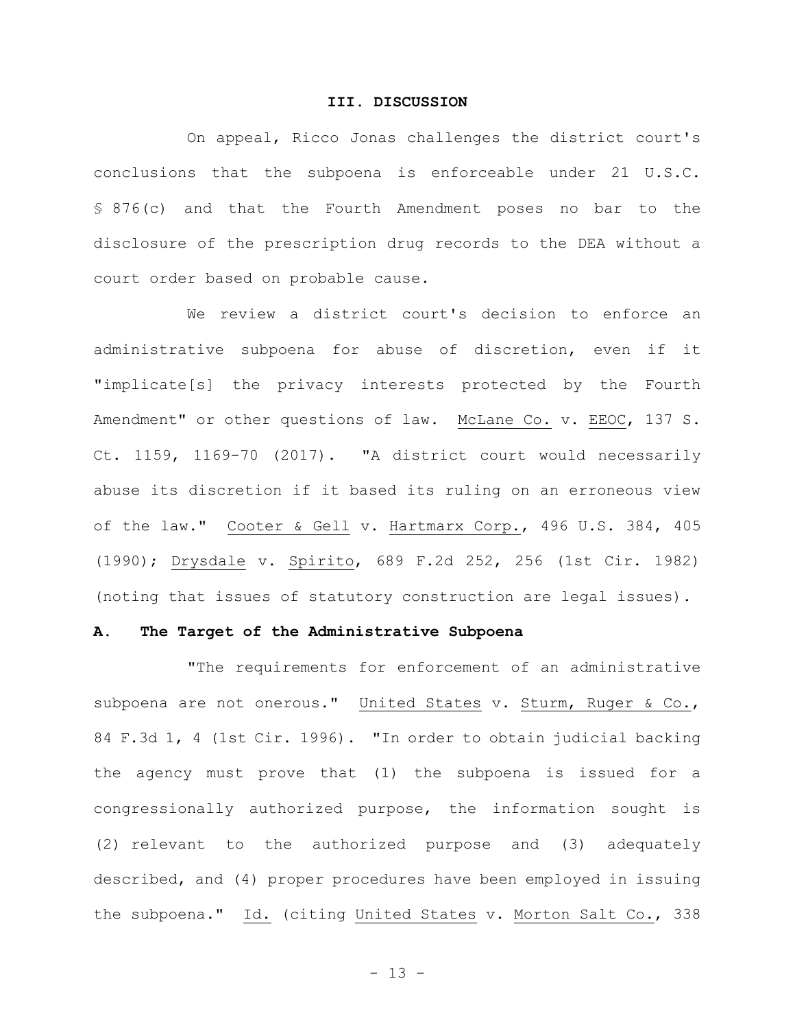## III. DISCUSSION

On appeal, Ricco Jonas challenges the district court's conclusions that the subpoena is enforceable under 21 U.S.C. § 876(c) and that the Fourth Amendment poses no bar to the disclosure of the prescription drug records to the DEA without a court order based on probable cause.

We review a district court's decision to enforce an administrative subpoena for abuse of discretion, even if it "implicate[s] the privacy interests protected by the Fourth Amendment" or other questions of law. McLane Co. v. EEOC, 137 S. Ct. 1159, 1169-70 (2017). "A district court would necessarily abuse its discretion if it based its ruling on an erroneous view of the law." Cooter & Gell v. Hartmarx Corp., 496 U.S. 384, 405 (1990); Drysdale v. Spirito, 689 F.2d 252, 256 (1st Cir. 1982) (noting that issues of statutory construction are legal issues).

### A. The Target of the Administrative Subpoena

"The requirements for enforcement of an administrative subpoena are not onerous." United States v. Sturm, Ruger & Co., 84 F.3d 1, 4 (1st Cir. 1996). "In order to obtain judicial backing the agency must prove that (1) the subpoena is issued for a congressionally authorized purpose, the information sought is (2) relevant to the authorized purpose and (3) adequately described, and (4) proper procedures have been employed in issuing the subpoena." Id. (citing United States v. Morton Salt Co., 338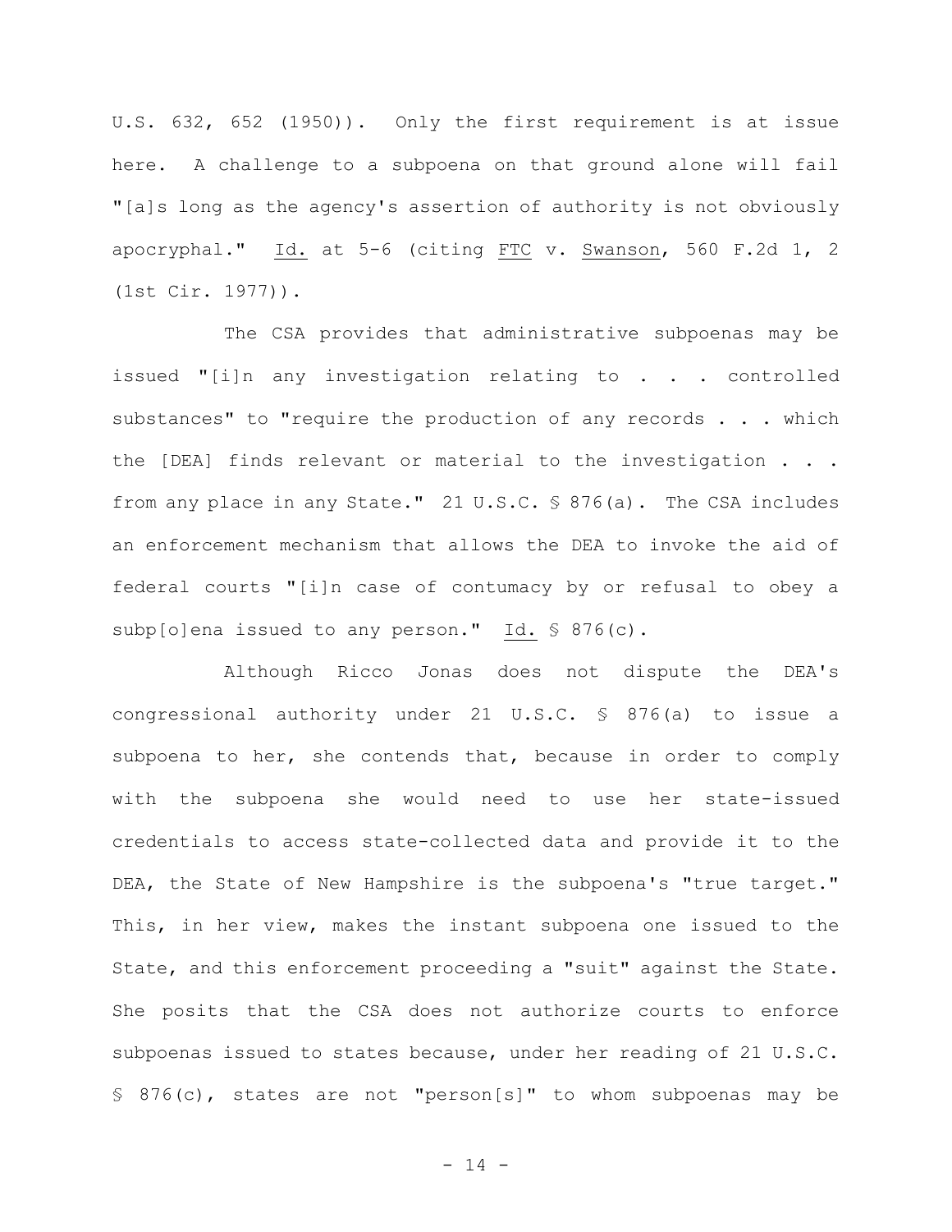U.S. 632, 652 (1950)). Only the first requirement is at issue here. A challenge to a subpoena on that ground alone will fail "[a]s long as the agency's assertion of authority is not obviously apocryphal." Id. at 5-6 (citing FTC v. Swanson, 560 F.2d 1, 2 (1st Cir. 1977)).

The CSA provides that administrative subpoenas may be issued "[i]n any investigation relating to . . . controlled substances" to "require the production of any records . . . which the [DEA] finds relevant or material to the investigation . . . from any place in any State." 21 U.S.C. § 876(a). The CSA includes an enforcement mechanism that allows the DEA to invoke the aid of federal courts "[i]n case of contumacy by or refusal to obey a subp[o]ena issued to any person." Id. § 876(c).

Although Ricco Jonas does not dispute the DEA's congressional authority under 21 U.S.C. § 876(a) to issue a subpoena to her, she contends that, because in order to comply with the subpoena she would need to use her state-issued credentials to access state-collected data and provide it to the DEA, the State of New Hampshire is the subpoena's "true target." This, in her view, makes the instant subpoena one issued to the State, and this enforcement proceeding a "suit" against the State. She posits that the CSA does not authorize courts to enforce subpoenas issued to states because, under her reading of 21 U.S.C. § 876(c), states are not "person[s]" to whom subpoenas may be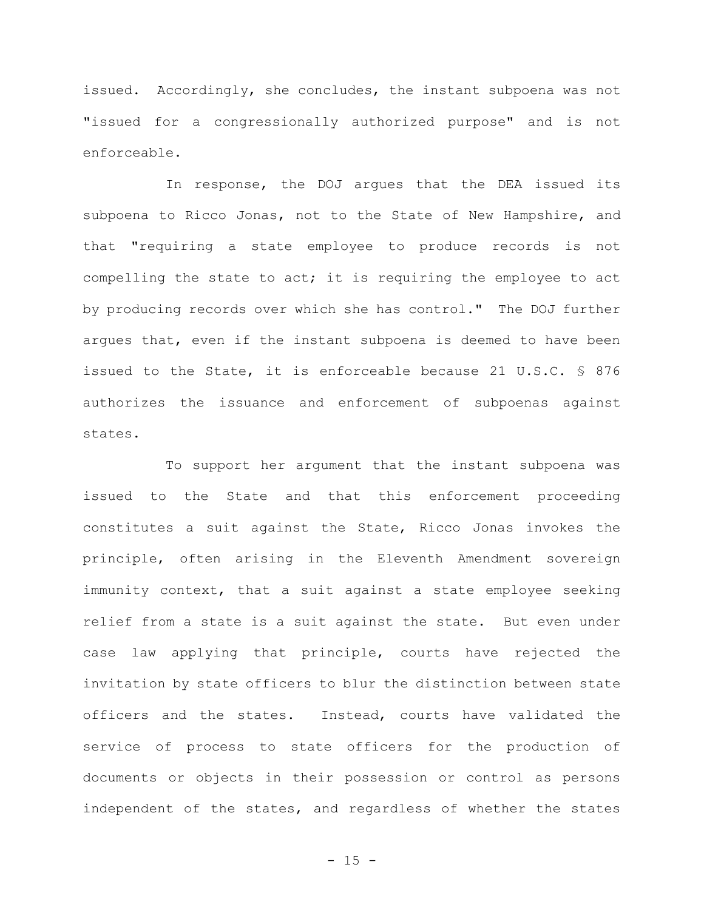issued. Accordingly, she concludes, the instant subpoena was not "issued for a congressionally authorized purpose" and is not enforceable.

In response, the DOJ argues that the DEA issued its subpoena to Ricco Jonas, not to the State of New Hampshire, and that "requiring a state employee to produce records is not compelling the state to act; it is requiring the employee to act by producing records over which she has control." The DOJ further argues that, even if the instant subpoena is deemed to have been issued to the State, it is enforceable because 21 U.S.C. § 876 authorizes the issuance and enforcement of subpoenas against states.

To support her argument that the instant subpoena was issued to the State and that this enforcement proceeding constitutes a suit against the State, Ricco Jonas invokes the principle, often arising in the Eleventh Amendment sovereign immunity context, that a suit against a state employee seeking relief from a state is a suit against the state. But even under case law applying that principle, courts have rejected the invitation by state officers to blur the distinction between state officers and the states. Instead, courts have validated the service of process to state officers for the production of documents or objects in their possession or control as persons independent of the states, and regardless of whether the states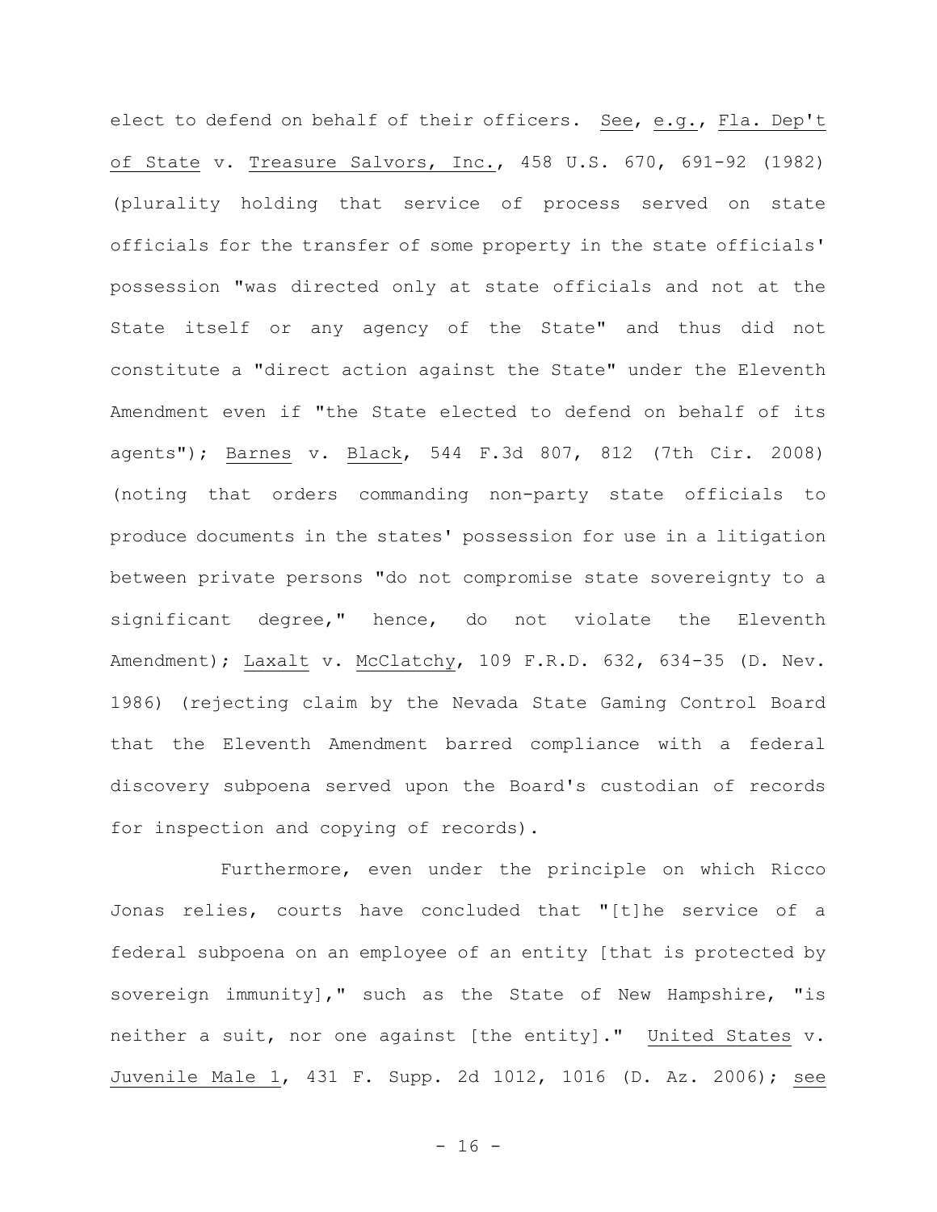elect to defend on behalf of their officers. See, e.g., Fla. Dep't of State v. Treasure Salvors, Inc., 458 U.S. 670, 691-92 (1982) (plurality holding that service of process served on state officials for the transfer of some property in the state officials' possession "was directed only at state officials and not at the State itself or any agency of the State" and thus did not constitute a "direct action against the State" under the Eleventh Amendment even if "the State elected to defend on behalf of its agents"); Barnes v. Black, 544 F.3d 807, 812 (7th Cir. 2008) (noting that orders commanding non-party state officials to produce documents in the states' possession for use in a litigation between private persons "do not compromise state sovereignty to a significant degree," hence, do not violate the Eleventh Amendment); Laxalt v. McClatchy, 109 F.R.D. 632, 634-35 (D. Nev. 1986) (rejecting claim by the Nevada State Gaming Control Board that the Eleventh Amendment barred compliance with a federal discovery subpoena served upon the Board's custodian of records for inspection and copying of records).

Furthermore, even under the principle on which Ricco Jonas relies, courts have concluded that "[t]he service of a federal subpoena on an employee of an entity [that is protected by sovereign immunity]," such as the State of New Hampshire, "is neither a suit, nor one against [the entity]." United States v. Juvenile Male 1, 431 F. Supp. 2d 1012, 1016 (D. Az. 2006); see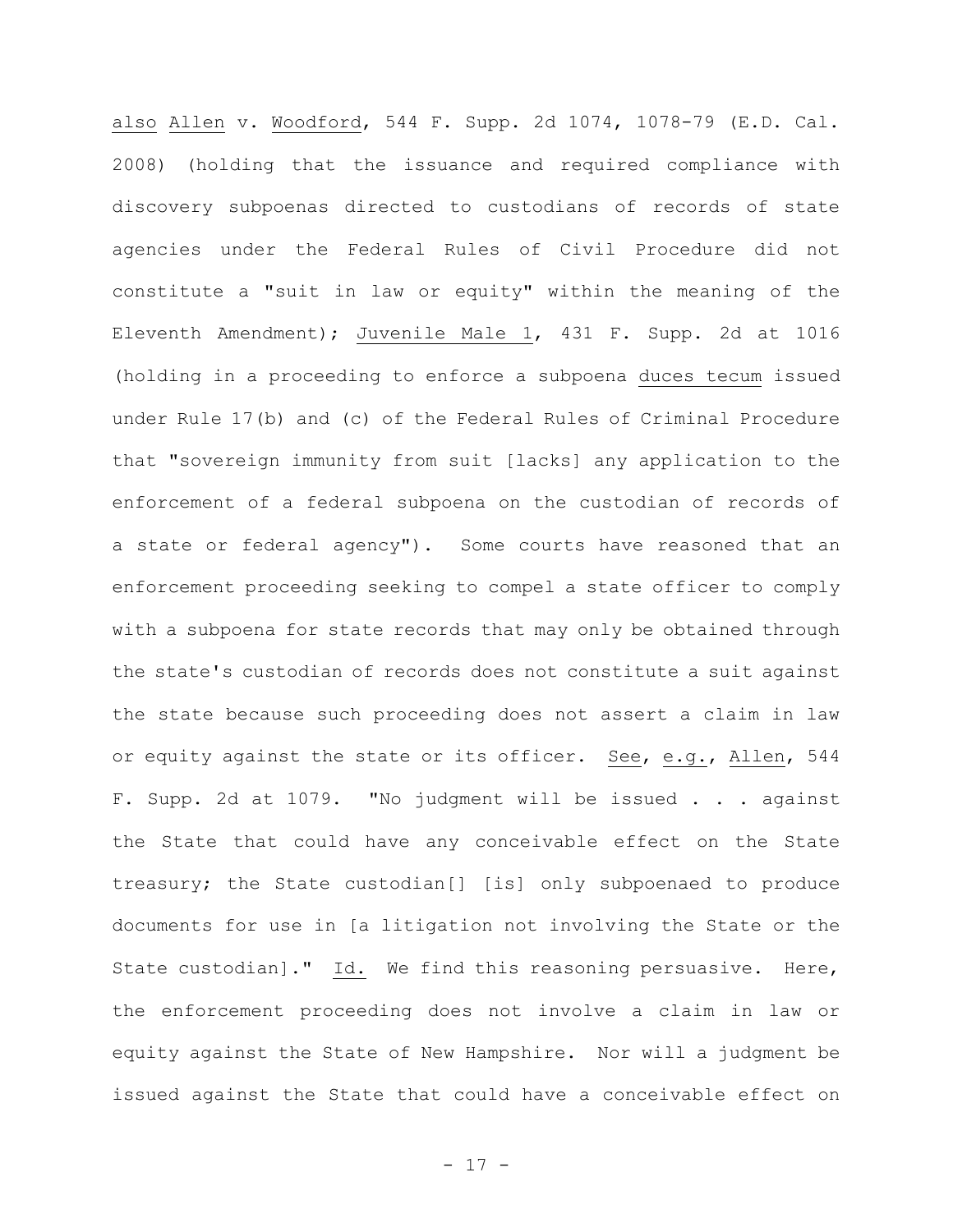*also* *Allen* v. *Woodford*, 544 F. Supp. 2d 1074, 1078-79 (E.D. Cal. 2008) (holding that the issuance and required compliance with discovery subpoenas directed to custodians of records of state agencies under the Federal Rules of Civil Procedure did not constitute a "suit in law or equity" within the meaning of the Eleventh Amendment); *Juvenile Male 1*, 431 F. Supp. 2d at 1016 (holding in a proceeding to enforce a subpoena *duces tecum* issued under Rule 17(b) and (c) of the Federal Rules of Criminal Procedure that "sovereign immunity from suit [lacks] any application to the enforcement of a federal subpoena on the custodian of records of a state or federal agency"). Some courts have reasoned that an enforcement proceeding seeking to compel a state officer to comply with a subpoena for state records that may only be obtained through the state's custodian of records does not constitute a suit against the state because such proceeding does not assert a claim in law or equity against the state or its officer. *See*, *e.g.*, *Allen*, 544 F. Supp. 2d at 1079. "No judgment will be issued . . . against the State that could have any conceivable effect on the State treasury; the State custodian[] [is] only subpoenaed to produce documents for use in [a litigation not involving the State or the State custodian]." *Id.* We find this reasoning persuasive. Here, the enforcement proceeding does not involve a claim in law or equity against the State of New Hampshire. Nor will a judgment be issued against the State that could have a conceivable effect on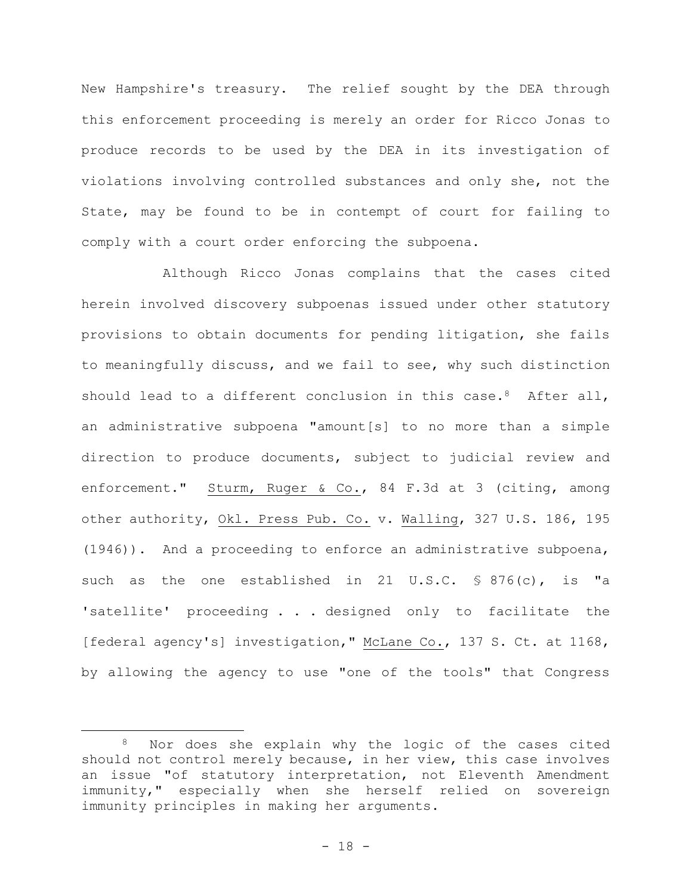New Hampshire's treasury. The relief sought by the DEA through this enforcement proceeding is merely an order for Ricco Jonas to produce records to be used by the DEA in its investigation of violations involving controlled substances and only she, not the State, may be found to be in contempt of court for failing to comply with a court order enforcing the subpoena.

Although Ricco Jonas complains that the cases cited herein involved discovery subpoenas issued under other statutory provisions to obtain documents for pending litigation, she fails to meaningfully discuss, and we fail to see, why such distinction should lead to a different conclusion in this case.[8] After all, an administrative subpoena "amount[s] to no more than a simple direction to produce documents, subject to judicial review and enforcement." Sturm, Ruger & Co., 84 F.3d at 3 (citing, among other authority, Okl. Press Pub. Co. v. Walling, 327 U.S. 186, 195 (1946)). And a proceeding to enforce an administrative subpoena, such as the one established in 21 U.S.C. § 876(c), is "a 'satellite' proceeding . . . designed only to facilitate the [federal agency's] investigation," McLane Co., 137 S. Ct. at 1168, by allowing the agency to use "one of the tools" that Congress

[8] Nor does she explain why the logic of the cases cited should not control merely because, in her view, this case involves an issue "of statutory interpretation, not Eleventh Amendment immunity," especially when she herself relied on sovereign immunity principles in making her arguments.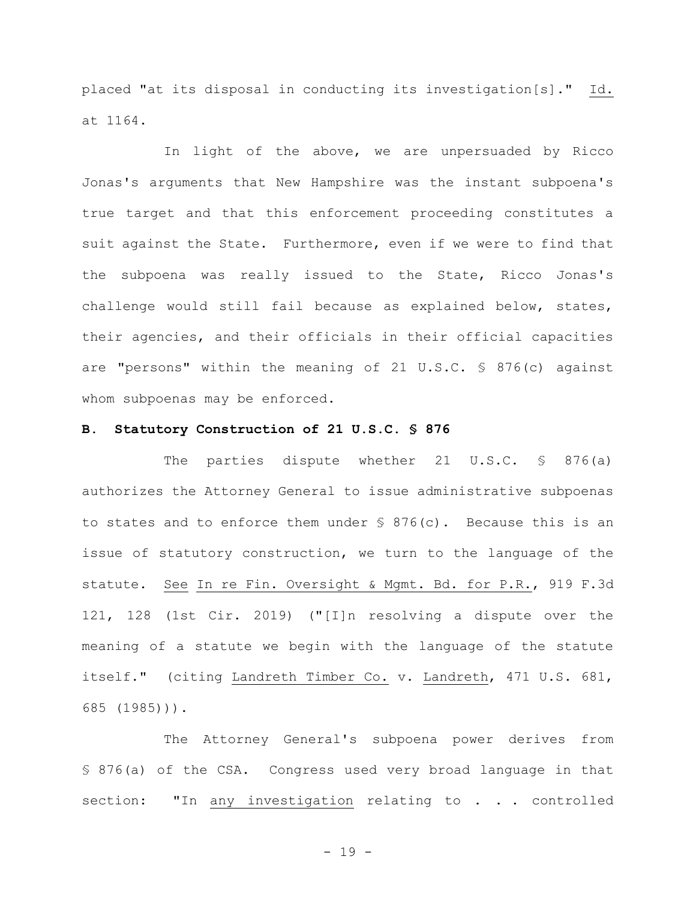placed "at its disposal in conducting its investigation[s]." Id. at 1164.

In light of the above, we are unpersuaded by Ricco Jonas's arguments that New Hampshire was the instant subpoena's true target and that this enforcement proceeding constitutes a suit against the State. Furthermore, even if we were to find that the subpoena was really issued to the State, Ricco Jonas's challenge would still fail because as explained below, states, their agencies, and their officials in their official capacities are "persons" within the meaning of 21 U.S.C. § 876(c) against whom subpoenas may be enforced.

**B. Statutory Construction of 21 U.S.C. § 876**

The parties dispute whether 21 U.S.C. § 876(a) authorizes the Attorney General to issue administrative subpoenas to states and to enforce them under § 876(c). Because this is an issue of statutory construction, we turn to the language of the statute. See In re Fin. Oversight & Mgmt. Bd. for P.R., 919 F.3d 121, 128 (1st Cir. 2019) ("[I]n resolving a dispute over the meaning of a statute we begin with the language of the statute itself." (citing Landreth Timber Co. v. Landreth, 471 U.S. 681, 685 (1985))).

The Attorney General's subpoena power derives from § 876(a) of the CSA. Congress used very broad language in that section: "In any investigation relating to . . . controlled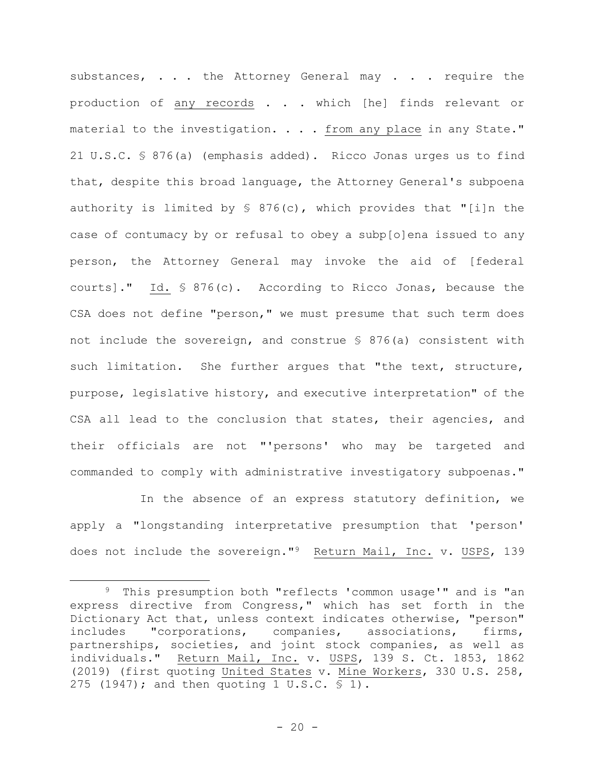substances, . . . the Attorney General may . . . require the production of any records . . . which [he] finds relevant or material to the investigation. . . . from any place in any State." 21 U.S.C. § 876(a) (emphasis added). Ricco Jonas urges us to find that, despite this broad language, the Attorney General's subpoena authority is limited by § 876(c), which provides that "[i]n the case of contumacy by or refusal to obey a subp[o]ena issued to any person, the Attorney General may invoke the aid of [federal courts]." Id. § 876(c). According to Ricco Jonas, because the CSA does not define "person," we must presume that such term does not include the sovereign, and construe § 876(a) consistent with such limitation. She further argues that "the text, structure, purpose, legislative history, and executive interpretation" of the CSA all lead to the conclusion that states, their agencies, and their officials are not "'persons' who may be targeted and commanded to comply with administrative investigatory subpoenas."

In the absence of an express statutory definition, we apply a "longstanding interpretative presumption that 'person' does not include the sovereign."[9] Return Mail, Inc. v. USPS, 139

[9] This presumption both "reflects 'common usage'" and is "an express directive from Congress," which has set forth in the Dictionary Act that, unless context indicates otherwise, "person" includes "corporations, companies, associations, firms, partnerships, societies, and joint stock companies, as well as individuals." Return Mail, Inc. v. USPS, 139 S. Ct. 1853, 1862 (2019) (first quoting United States v. Mine Workers, 330 U.S. 258, 275 (1947); and then quoting 1 U.S.C. § 1).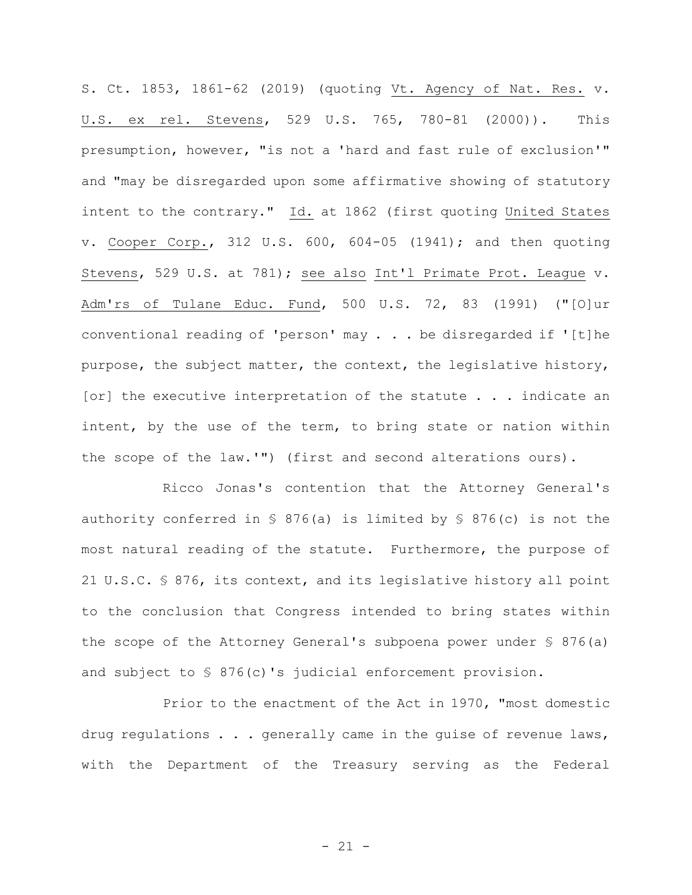S. Ct. 1853, 1861-62 (2019) (quoting Vt. Agency of Nat. Res. v. U.S. ex rel. Stevens, 529 U.S. 765, 780-81 (2000)). This presumption, however, "is not a 'hard and fast rule of exclusion'" and "may be disregarded upon some affirmative showing of statutory intent to the contrary." Id. at 1862 (first quoting United States v. Cooper Corp., 312 U.S. 600, 604-05 (1941); and then quoting Stevens, 529 U.S. at 781); see also Int'l Primate Prot. League v. Adm'rs of Tulane Educ. Fund, 500 U.S. 72, 83 (1991) ("[O]ur conventional reading of 'person' may . . . be disregarded if '[t]he purpose, the subject matter, the context, the legislative history, [or] the executive interpretation of the statute . . . indicate an intent, by the use of the term, to bring state or nation within the scope of the law.'") (first and second alterations ours).

Ricco Jonas's contention that the Attorney General's authority conferred in § 876(a) is limited by § 876(c) is not the most natural reading of the statute. Furthermore, the purpose of 21 U.S.C. § 876, its context, and its legislative history all point to the conclusion that Congress intended to bring states within the scope of the Attorney General's subpoena power under § 876(a) and subject to § 876(c)'s judicial enforcement provision.

Prior to the enactment of the Act in 1970, "most domestic drug regulations . . . generally came in the guise of revenue laws, with the Department of the Treasury serving as the Federal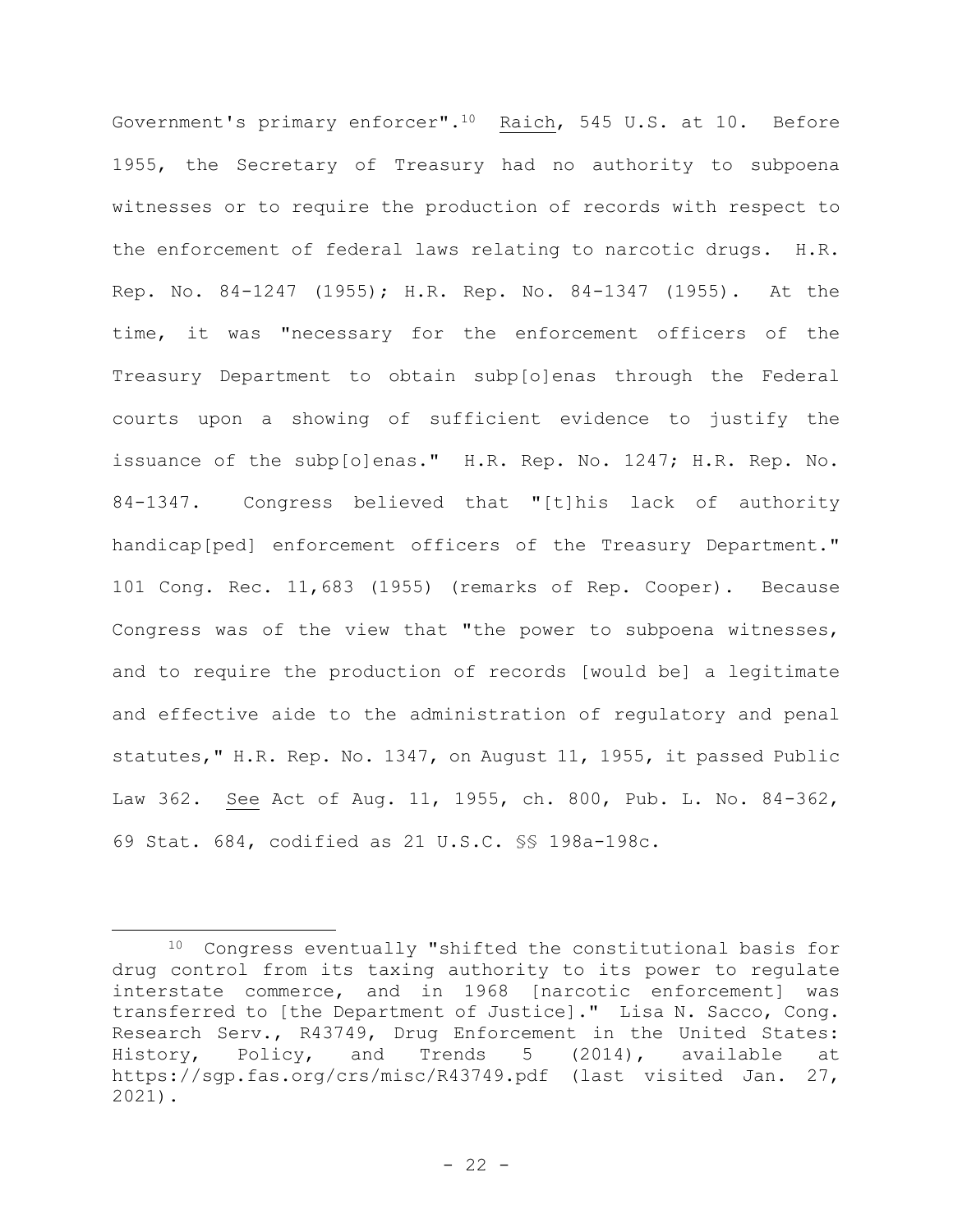Government's primary enforcer".[10] Raich, 545 U.S. at 10. Before 1955, the Secretary of Treasury had no authority to subpoena witnesses or to require the production of records with respect to the enforcement of federal laws relating to narcotic drugs. H.R. Rep. No. 84-1247 (1955); H.R. Rep. No. 84-1347 (1955). At the time, it was "necessary for the enforcement officers of the Treasury Department to obtain subp[o]enas through the Federal courts upon a showing of sufficient evidence to justify the issuance of the subp[o]enas." H.R. Rep. No. 1247; H.R. Rep. No. 84-1347. Congress believed that "[t]his lack of authority handicap[ped] enforcement officers of the Treasury Department." 101 Cong. Rec. 11,683 (1955) (remarks of Rep. Cooper). Because Congress was of the view that "the power to subpoena witnesses, and to require the production of records [would be] a legitimate and effective aide to the administration of regulatory and penal statutes," H.R. Rep. No. 1347, on August 11, 1955, it passed Public Law 362. See Act of Aug. 11, 1955, ch. 800, Pub. L. No. 84-362, 69 Stat. 684, codified as 21 U.S.C. §§ 198a-198c.

---

[10] Congress eventually "shifted the constitutional basis for drug control from its taxing authority to its power to regulate interstate commerce, and in 1968 [narcotic enforcement] was transferred to [the Department of Justice]." Lisa N. Sacco, Cong. Research Serv., R43749, Drug Enforcement in the United States: History, Policy, and Trends 5 (2014), available at https://sgp.fas.org/crs/misc/R43749.pdf (last visited Jan. 27, 2021).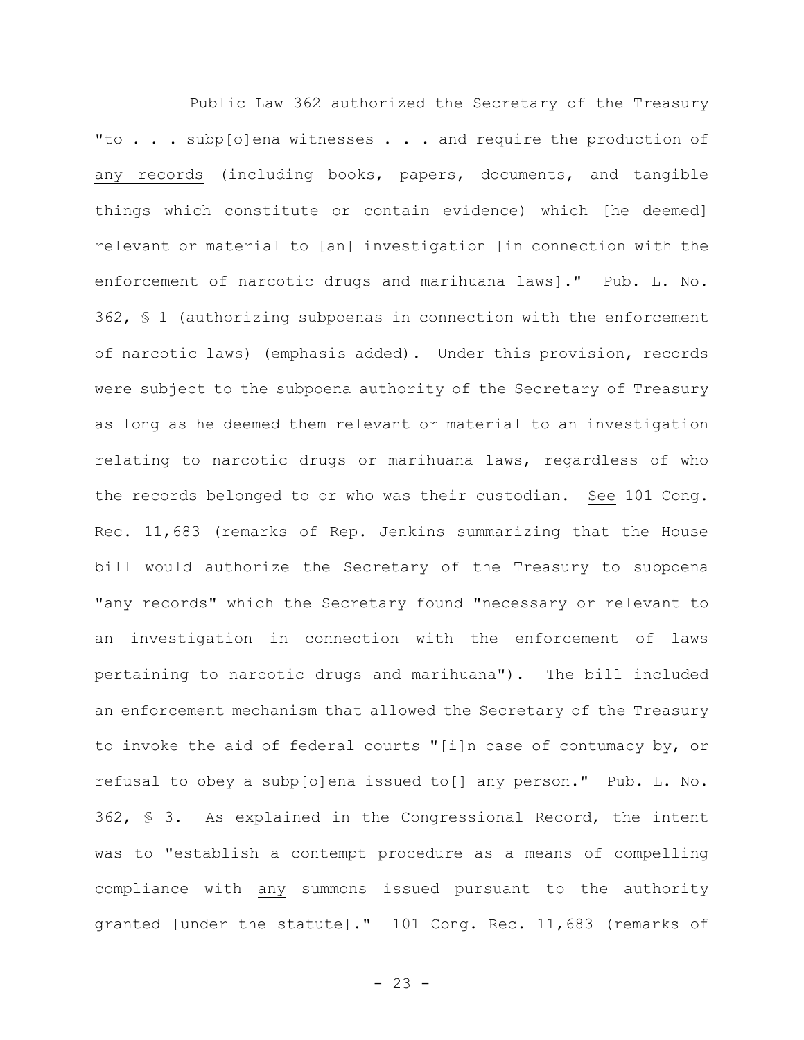Public Law 362 authorized the Secretary of the Treasury "to . . . subp[o]ena witnesses . . . and require the production of <u>any records</u> (including books, papers, documents, and tangible things which constitute or contain evidence) which [he deemed] relevant or material to [an] investigation [in connection with the enforcement of narcotic drugs and marihuana laws]." Pub. L. No. 362, § 1 (authorizing subpoenas in connection with the enforcement of narcotic laws) (emphasis added). Under this provision, records were subject to the subpoena authority of the Secretary of Treasury as long as he deemed them relevant or material to an investigation relating to narcotic drugs or marihuana laws, regardless of who the records belonged to or who was their custodian. <u>See</u> 101 Cong. Rec. 11,683 (remarks of Rep. Jenkins summarizing that the House bill would authorize the Secretary of the Treasury to subpoena "any records" which the Secretary found "necessary or relevant to an investigation in connection with the enforcement of laws pertaining to narcotic drugs and marihuana"). The bill included an enforcement mechanism that allowed the Secretary of the Treasury to invoke the aid of federal courts "[i]n case of contumacy by, or refusal to obey a subp[o]ena issued to[] any person." Pub. L. No. 362, § 3. As explained in the Congressional Record, the intent was to "establish a contempt procedure as a means of compelling compliance with <u>any</u> summons issued pursuant to the authority granted [under the statute]." 101 Cong. Rec. 11,683 (remarks of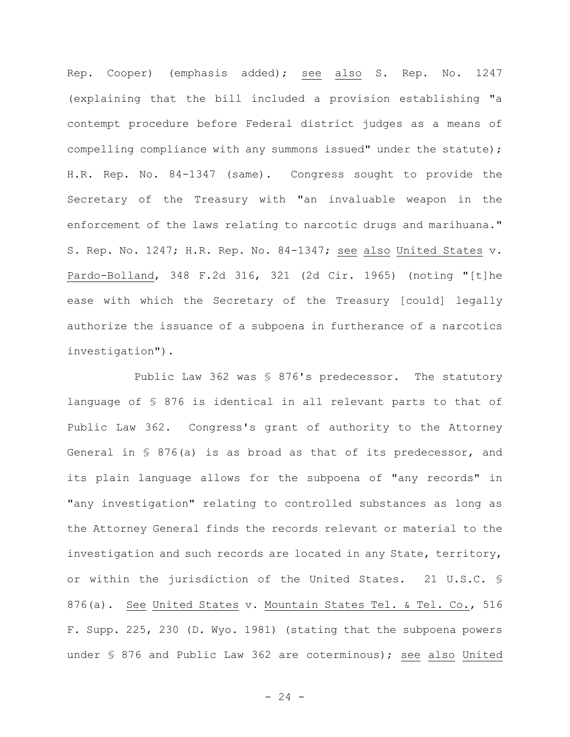Rep. Cooper) (emphasis added); see also S. Rep. No. 1247 (explaining that the bill included a provision establishing "a contempt procedure before Federal district judges as a means of compelling compliance with any summons issued" under the statute); H.R. Rep. No. 84-1347 (same). Congress sought to provide the Secretary of the Treasury with "an invaluable weapon in the enforcement of the laws relating to narcotic drugs and marihuana." S. Rep. No. 1247; H.R. Rep. No. 84-1347; see also United States v. Pardo-Bolland, 348 F.2d 316, 321 (2d Cir. 1965) (noting "[t]he ease with which the Secretary of the Treasury [could] legally authorize the issuance of a subpoena in furtherance of a narcotics investigation").

Public Law 362 was § 876's predecessor. The statutory language of § 876 is identical in all relevant parts to that of Public Law 362. Congress's grant of authority to the Attorney General in § 876(a) is as broad as that of its predecessor, and its plain language allows for the subpoena of "any records" in "any investigation" relating to controlled substances as long as the Attorney General finds the records relevant or material to the investigation and such records are located in any State, territory, or within the jurisdiction of the United States. 21 U.S.C. § 876(a). See United States v. Mountain States Tel. & Tel. Co., 516 F. Supp. 225, 230 (D. Wyo. 1981) (stating that the subpoena powers under § 876 and Public Law 362 are coterminous); see also United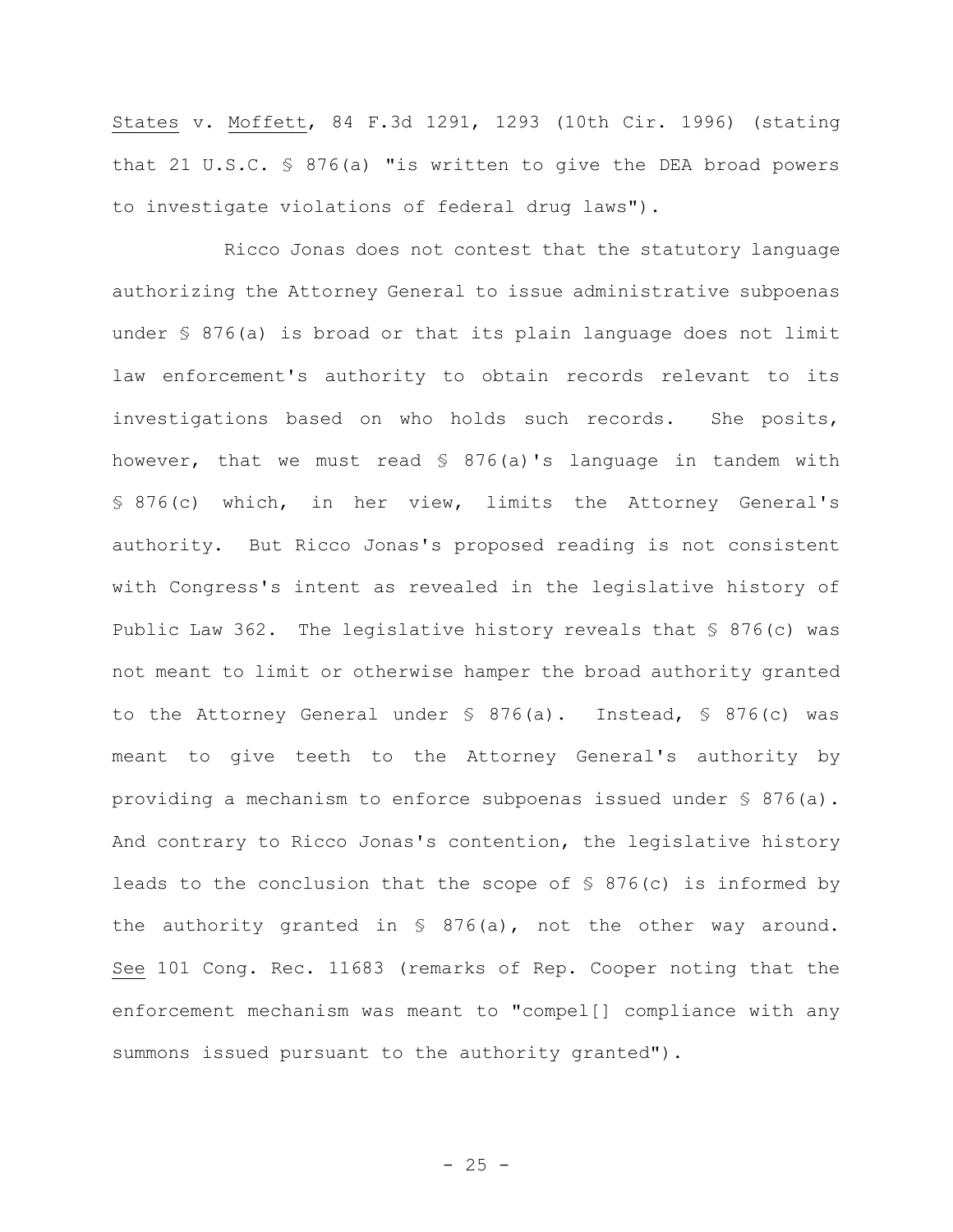States v. Moffett, 84 F.3d 1291, 1293 (10th Cir. 1996) (stating that 21 U.S.C. § 876(a) "is written to give the DEA broad powers to investigate violations of federal drug laws").

Ricco Jonas does not contest that the statutory language authorizing the Attorney General to issue administrative subpoenas under § 876(a) is broad or that its plain language does not limit law enforcement's authority to obtain records relevant to its investigations based on who holds such records. She posits, however, that we must read § 876(a)'s language in tandem with § 876(c) which, in her view, limits the Attorney General's authority. But Ricco Jonas's proposed reading is not consistent with Congress's intent as revealed in the legislative history of Public Law 362. The legislative history reveals that § 876(c) was not meant to limit or otherwise hamper the broad authority granted to the Attorney General under § 876(a). Instead, § 876(c) was meant to give teeth to the Attorney General's authority by providing a mechanism to enforce subpoenas issued under § 876(a). And contrary to Ricco Jonas's contention, the legislative history leads to the conclusion that the scope of § 876(c) is informed by the authority granted in § 876(a), not the other way around. See 101 Cong. Rec. 11683 (remarks of Rep. Cooper noting that the enforcement mechanism was meant to "compel[] compliance with any summons issued pursuant to the authority granted").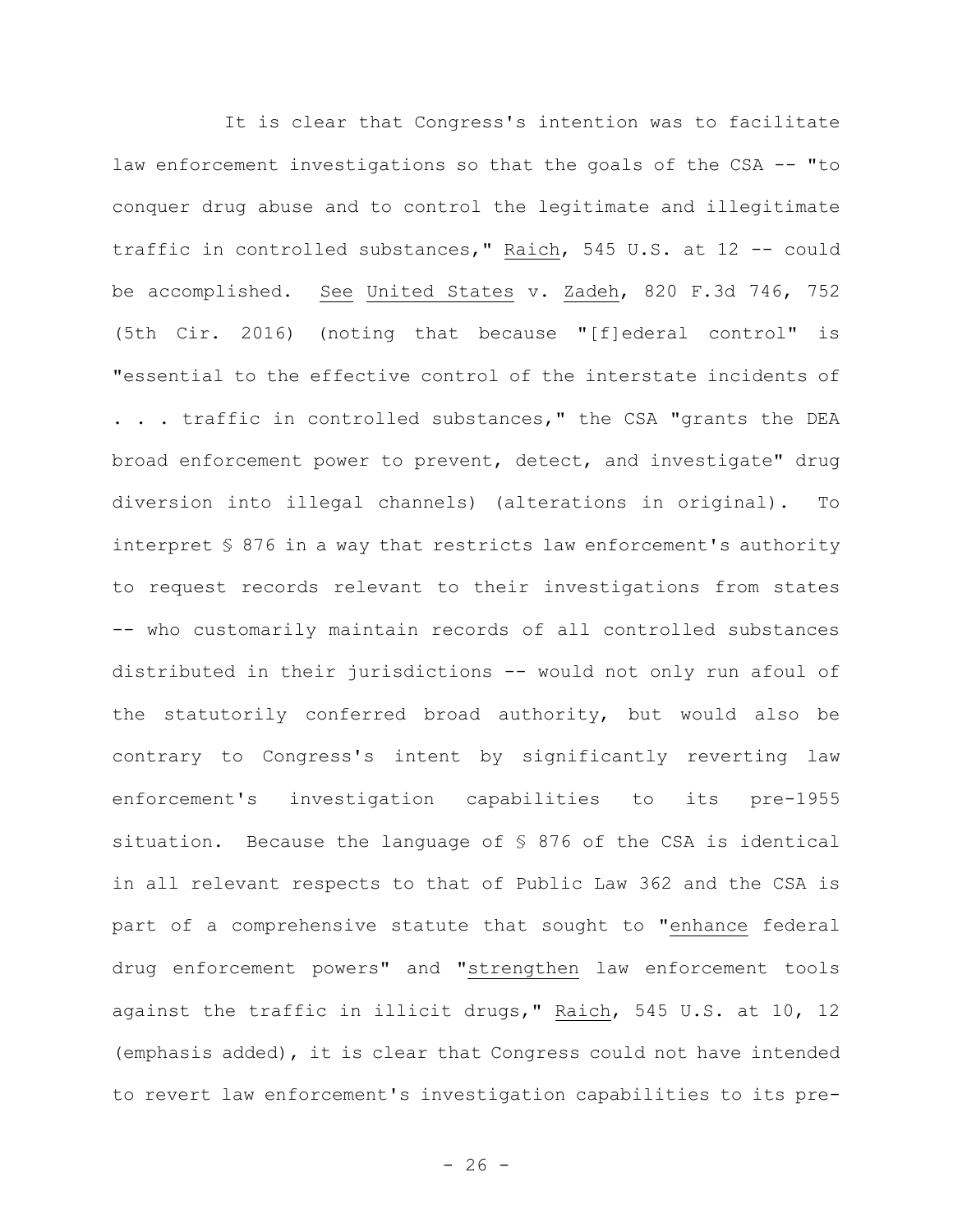It is clear that Congress's intention was to facilitate law enforcement investigations so that the goals of the CSA -- "to conquer drug abuse and to control the legitimate and illegitimate traffic in controlled substances," Raich, 545 U.S. at 12 -- could be accomplished. See United States v. Zadeh, 820 F.3d 746, 752 (5th Cir. 2016) (noting that because "[f]ederal control" is "essential to the effective control of the interstate incidents of . . . traffic in controlled substances," the CSA "grants the DEA broad enforcement power to prevent, detect, and investigate" drug diversion into illegal channels) (alterations in original). To interpret § 876 in a way that restricts law enforcement's authority to request records relevant to their investigations from states -- who customarily maintain records of all controlled substances distributed in their jurisdictions -- would not only run afoul of the statutorily conferred broad authority, but would also be contrary to Congress's intent by significantly reverting law enforcement's investigation capabilities to its pre-1955 situation. Because the language of § 876 of the CSA is identical in all relevant respects to that of Public Law 362 and the CSA is part of a comprehensive statute that sought to "enhance federal drug enforcement powers" and "strengthen law enforcement tools against the traffic in illicit drugs," Raich, 545 U.S. at 10, 12 (emphasis added), it is clear that Congress could not have intended to revert law enforcement's investigation capabilities to its pre-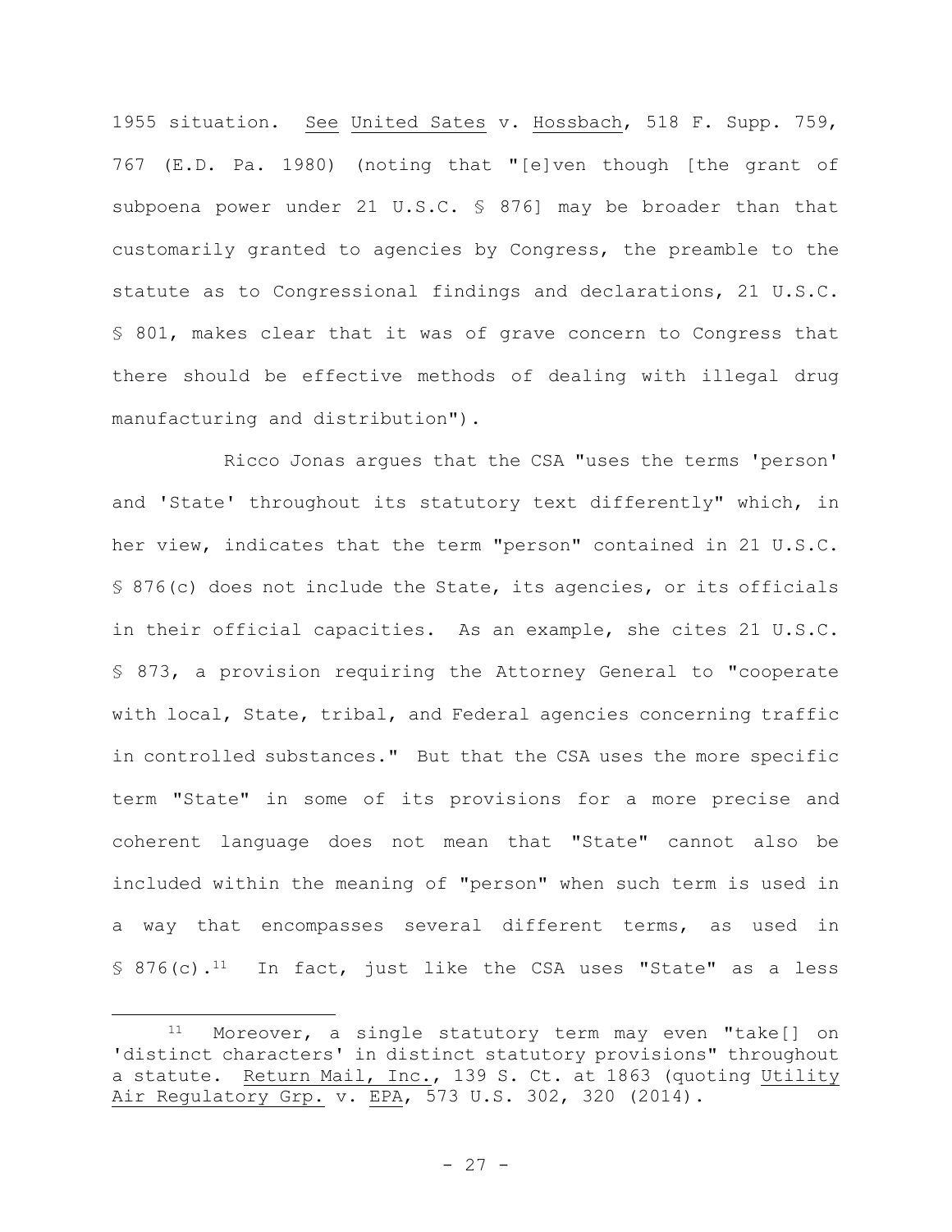1955 situation. See United Sates v. Hossbach, 518 F. Supp. 759, 767 (E.D. Pa. 1980) (noting that "[e]ven though [the grant of subpoena power under 21 U.S.C. § 876] may be broader than that customarily granted to agencies by Congress, the preamble to the statute as to Congressional findings and declarations, 21 U.S.C. § 801, makes clear that it was of grave concern to Congress that there should be effective methods of dealing with illegal drug manufacturing and distribution").

Ricco Jonas argues that the CSA "uses the terms 'person' and 'State' throughout its statutory text differently" which, in her view, indicates that the term "person" contained in 21 U.S.C. § 876(c) does not include the State, its agencies, or its officials in their official capacities. As an example, she cites 21 U.S.C. § 873, a provision requiring the Attorney General to "cooperate with local, State, tribal, and Federal agencies concerning traffic in controlled substances." But that the CSA uses the more specific term "State" in some of its provisions for a more precise and coherent language does not mean that "State" cannot also be included within the meaning of "person" when such term is used in a way that encompasses several different terms, as used in § 876(c).[11] In fact, just like the CSA uses "State" as a less

---

[11] Moreover, a single statutory term may even "take[] on 'distinct characters' in distinct statutory provisions" throughout a statute. Return Mail, Inc., 139 S. Ct. at 1863 (quoting Utility Air Regulatory Grp. v. EPA, 573 U.S. 302, 320 (2014).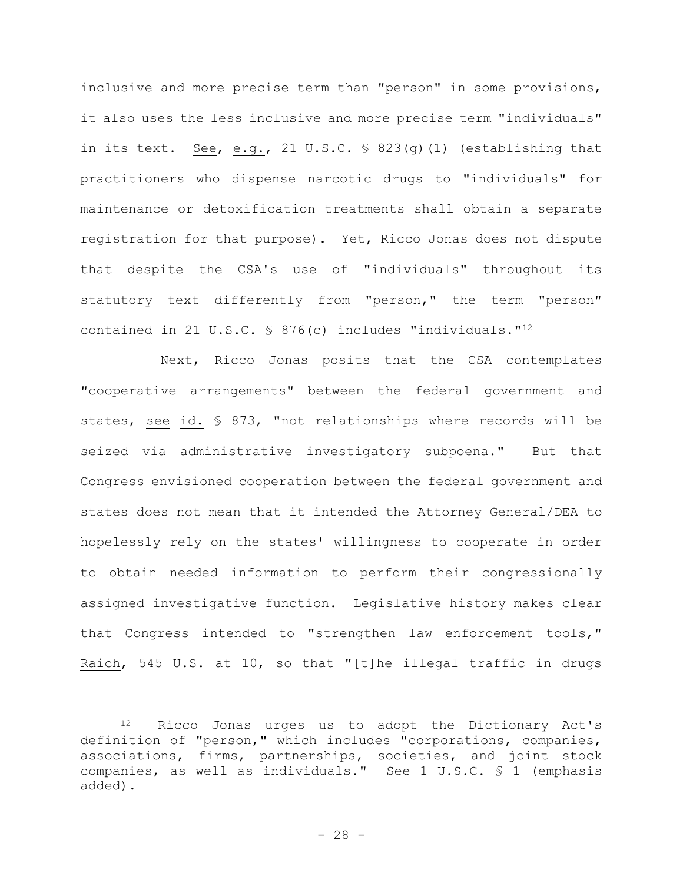inclusive and more precise term than "person" in some provisions, it also uses the less inclusive and more precise term "individuals" in its text. See, e.g., 21 U.S.C. § 823(g)(1) (establishing that practitioners who dispense narcotic drugs to "individuals" for maintenance or detoxification treatments shall obtain a separate registration for that purpose). Yet, Ricco Jonas does not dispute that despite the CSA's use of "individuals" throughout its statutory text differently from "person," the term "person" contained in 21 U.S.C. § 876(c) includes "individuals."[12]

Next, Ricco Jonas posits that the CSA contemplates "cooperative arrangements" between the federal government and states, see id. § 873, "not relationships where records will be seized via administrative investigatory subpoena." But that Congress envisioned cooperation between the federal government and states does not mean that it intended the Attorney General/DEA to hopelessly rely on the states' willingness to cooperate in order to obtain needed information to perform their congressionally assigned investigative function. Legislative history makes clear that Congress intended to "strengthen law enforcement tools," Raich, 545 U.S. at 10, so that "[t]he illegal traffic in drugs

---

[12] Ricco Jonas urges us to adopt the Dictionary Act's definition of "person," which includes "corporations, companies, associations, firms, partnerships, societies, and joint stock companies, as well as individuals." See 1 U.S.C. § 1 (emphasis added).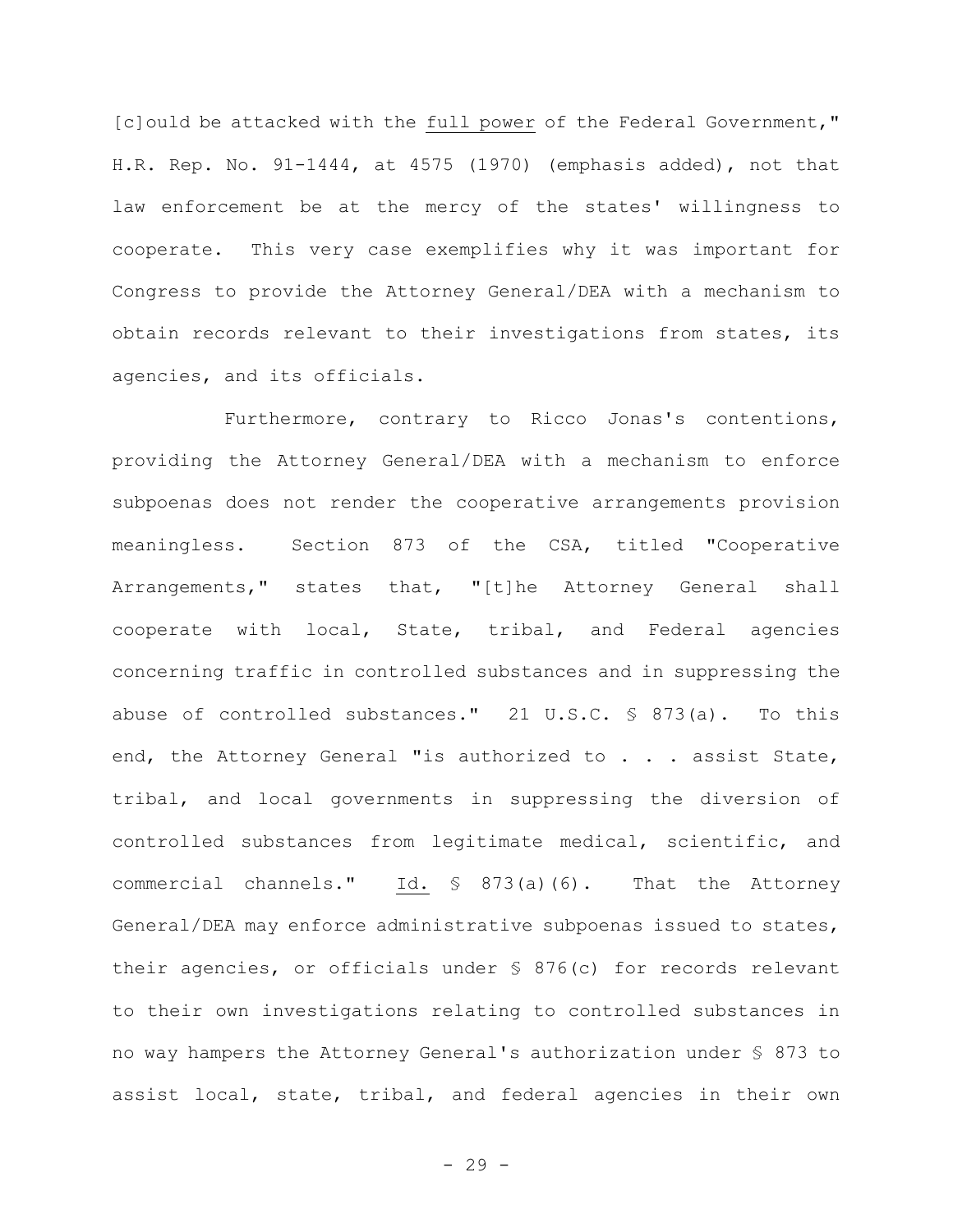[c]ould be attacked with the <u>full power</u> of the Federal Government," H.R. Rep. No. 91-1444, at 4575 (1970) (emphasis added), not that law enforcement be at the mercy of the states' willingness to cooperate. This very case exemplifies why it was important for Congress to provide the Attorney General/DEA with a mechanism to obtain records relevant to their investigations from states, its agencies, and its officials.

Furthermore, contrary to Ricco Jonas's contentions, providing the Attorney General/DEA with a mechanism to enforce subpoenas does not render the cooperative arrangements provision meaningless. Section 873 of the CSA, titled "Cooperative Arrangements," states that, "[t]he Attorney General shall cooperate with local, State, tribal, and Federal agencies concerning traffic in controlled substances and in suppressing the abuse of controlled substances." 21 U.S.C. § 873(a). To this end, the Attorney General "is authorized to . . . assist State, tribal, and local governments in suppressing the diversion of controlled substances from legitimate medical, scientific, and commercial channels." <u>Id.</u> § 873(a)(6). That the Attorney General/DEA may enforce administrative subpoenas issued to states, their agencies, or officials under § 876(c) for records relevant to their own investigations relating to controlled substances in no way hampers the Attorney General's authorization under § 873 to assist local, state, tribal, and federal agencies in their own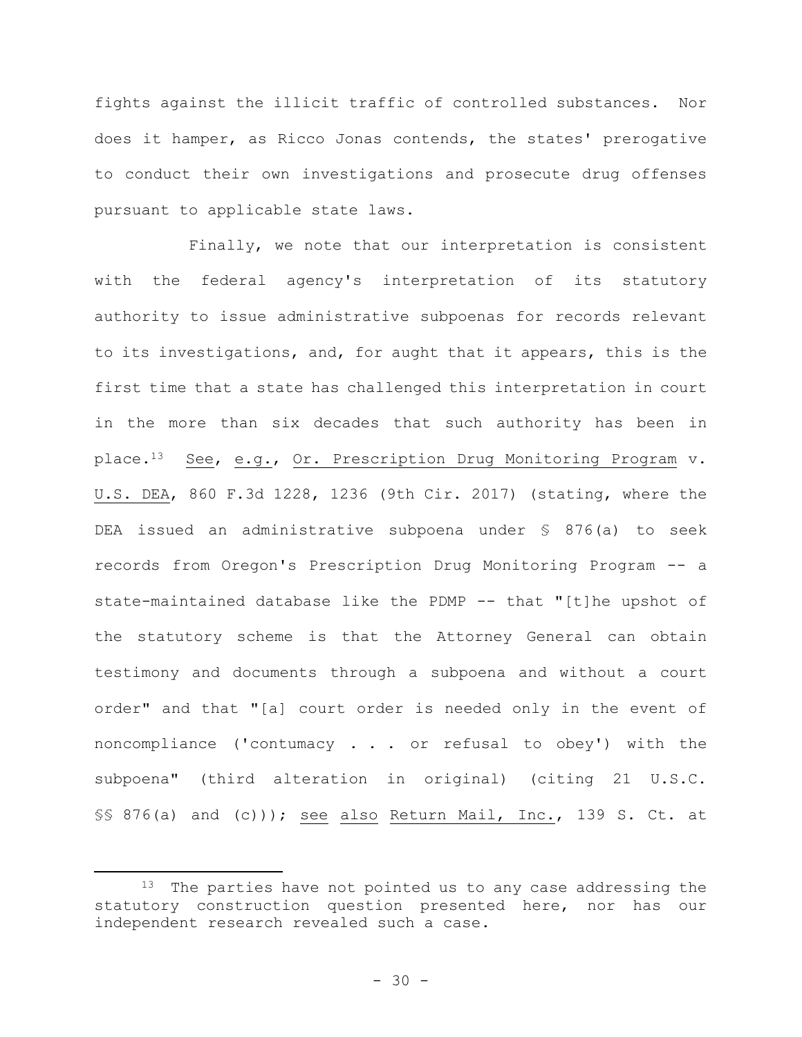fights against the illicit traffic of controlled substances. Nor does it hamper, as Ricco Jonas contends, the states' prerogative to conduct their own investigations and prosecute drug offenses pursuant to applicable state laws.

Finally, we note that our interpretation is consistent with the federal agency's interpretation of its statutory authority to issue administrative subpoenas for records relevant to its investigations, and, for aught that it appears, this is the first time that a state has challenged this interpretation in court in the more than six decades that such authority has been in place.[13] See, e.g., Or. Prescription Drug Monitoring Program v. U.S. DEA, 860 F.3d 1228, 1236 (9th Cir. 2017) (stating, where the DEA issued an administrative subpoena under § 876(a) to seek records from Oregon's Prescription Drug Monitoring Program -- a state-maintained database like the PDMP -- that "[t]he upshot of the statutory scheme is that the Attorney General can obtain testimony and documents through a subpoena and without a court order" and that "[a] court order is needed only in the event of noncompliance ('contumacy . . . or refusal to obey') with the subpoena" (third alteration in original) (citing 21 U.S.C. §§ 876(a) and (c))); see also Return Mail, Inc., 139 S. Ct. at

---

[13] The parties have not pointed us to any case addressing the statutory construction question presented here, nor has our independent research revealed such a case.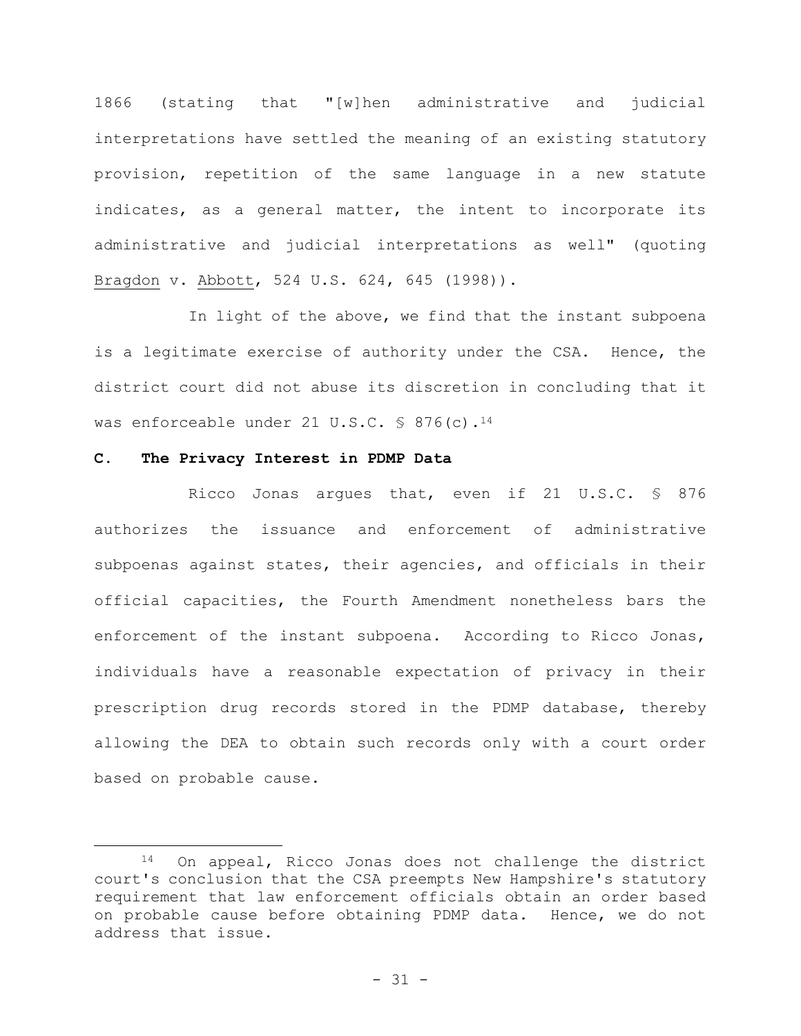1866 (stating that "[w]hen administrative and judicial interpretations have settled the meaning of an existing statutory provision, repetition of the same language in a new statute indicates, as a general matter, the intent to incorporate its administrative and judicial interpretations as well" (quoting Bragdon v. Abbott, 524 U.S. 624, 645 (1998)).

In light of the above, we find that the instant subpoena is a legitimate exercise of authority under the CSA. Hence, the district court did not abuse its discretion in concluding that it was enforceable under 21 U.S.C. § 876(c).[14]

**C. The Privacy Interest in PDMP Data**

Ricco Jonas argues that, even if 21 U.S.C. § 876 authorizes the issuance and enforcement of administrative subpoenas against states, their agencies, and officials in their official capacities, the Fourth Amendment nonetheless bars the enforcement of the instant subpoena. According to Ricco Jonas, individuals have a reasonable expectation of privacy in their prescription drug records stored in the PDMP database, thereby allowing the DEA to obtain such records only with a court order based on probable cause.

---

[14] On appeal, Ricco Jonas does not challenge the district court's conclusion that the CSA preempts New Hampshire's statutory requirement that law enforcement officials obtain an order based on probable cause before obtaining PDMP data. Hence, we do not address that issue.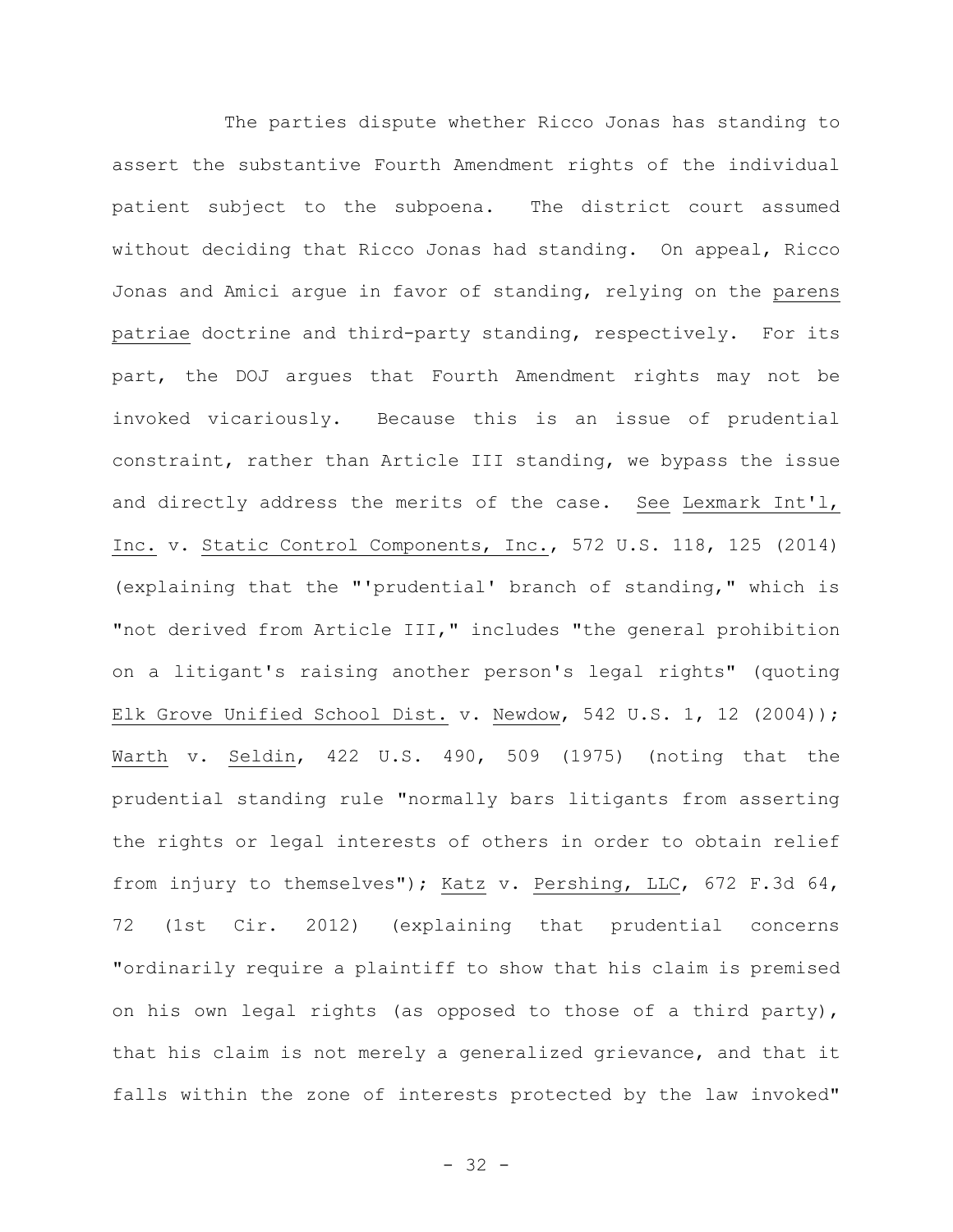The parties dispute whether Ricco Jonas has standing to assert the substantive Fourth Amendment rights of the individual patient subject to the subpoena. The district court assumed without deciding that Ricco Jonas had standing. On appeal, Ricco Jonas and Amici argue in favor of standing, relying on the parens patriae doctrine and third-party standing, respectively. For its part, the DOJ argues that Fourth Amendment rights may not be invoked vicariously. Because this is an issue of prudential constraint, rather than Article III standing, we bypass the issue and directly address the merits of the case. See Lexmark Int'l, Inc. v. Static Control Components, Inc., 572 U.S. 118, 125 (2014) (explaining that the "'prudential' branch of standing," which is "not derived from Article III," includes "the general prohibition on a litigant's raising another person's legal rights" (quoting Elk Grove Unified School Dist. v. Newdow, 542 U.S. 1, 12 (2004)); Warth v. Seldin, 422 U.S. 490, 509 (1975) (noting that the prudential standing rule "normally bars litigants from asserting the rights or legal interests of others in order to obtain relief from injury to themselves"); Katz v. Pershing, LLC, 672 F.3d 64, 72 (1st Cir. 2012) (explaining that prudential concerns "ordinarily require a plaintiff to show that his claim is premised on his own legal rights (as opposed to those of a third party), that his claim is not merely a generalized grievance, and that it falls within the zone of interests protected by the law invoked"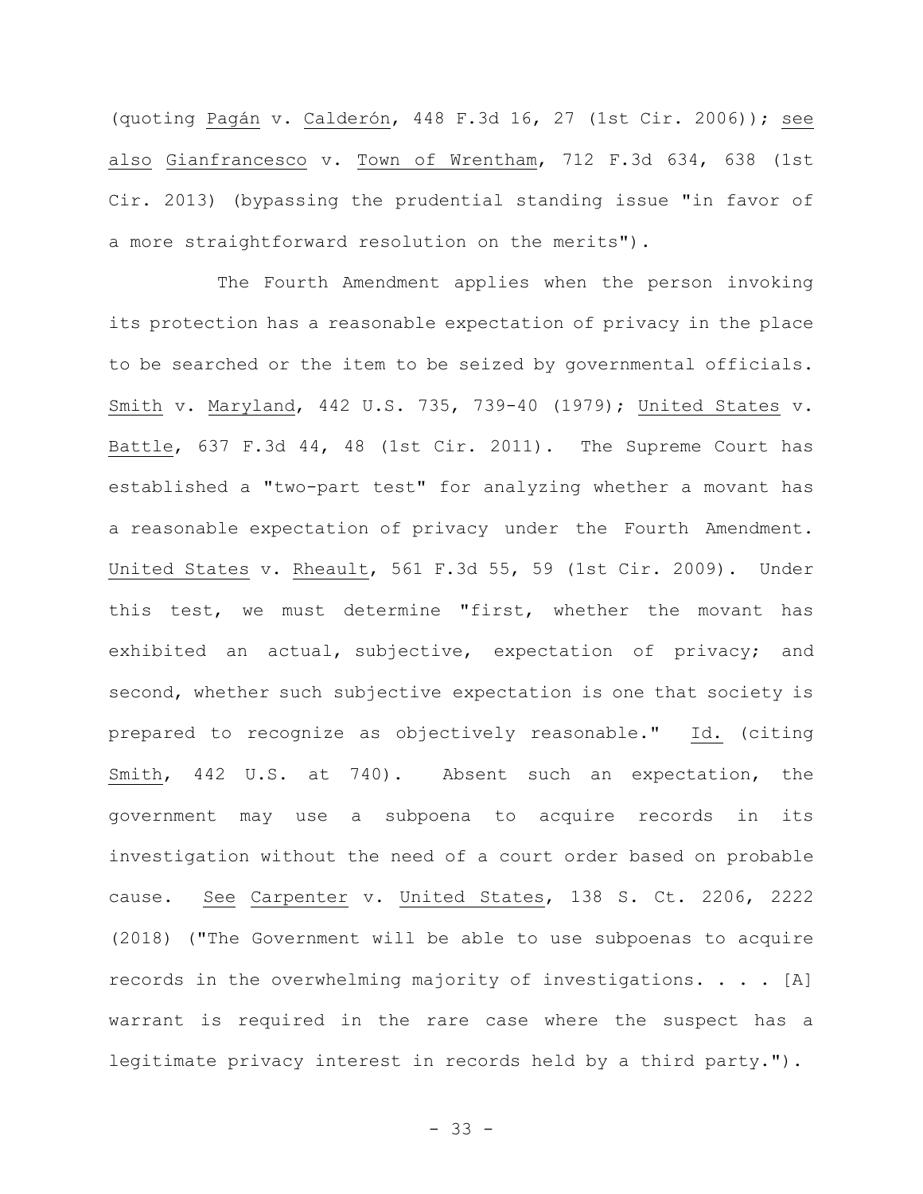(quoting Pagán v. Calderón, 448 F.3d 16, 27 (1st Cir. 2006)); see also Gianfrancesco v. Town of Wrentham, 712 F.3d 634, 638 (1st Cir. 2013) (bypassing the prudential standing issue "in favor of a more straightforward resolution on the merits").

The Fourth Amendment applies when the person invoking its protection has a reasonable expectation of privacy in the place to be searched or the item to be seized by governmental officials. Smith v. Maryland, 442 U.S. 735, 739-40 (1979); United States v. Battle, 637 F.3d 44, 48 (1st Cir. 2011). The Supreme Court has established a "two-part test" for analyzing whether a movant has a reasonable expectation of privacy under the Fourth Amendment. United States v. Rheault, 561 F.3d 55, 59 (1st Cir. 2009). Under this test, we must determine "first, whether the movant has exhibited an actual, subjective, expectation of privacy; and second, whether such subjective expectation is one that society is prepared to recognize as objectively reasonable." Id. (citing Smith, 442 U.S. at 740). Absent such an expectation, the government may use a subpoena to acquire records in its investigation without the need of a court order based on probable cause. See Carpenter v. United States, 138 S. Ct. 2206, 2222 (2018) ("The Government will be able to use subpoenas to acquire records in the overwhelming majority of investigations. . . . [A] warrant is required in the rare case where the suspect has a legitimate privacy interest in records held by a third party.").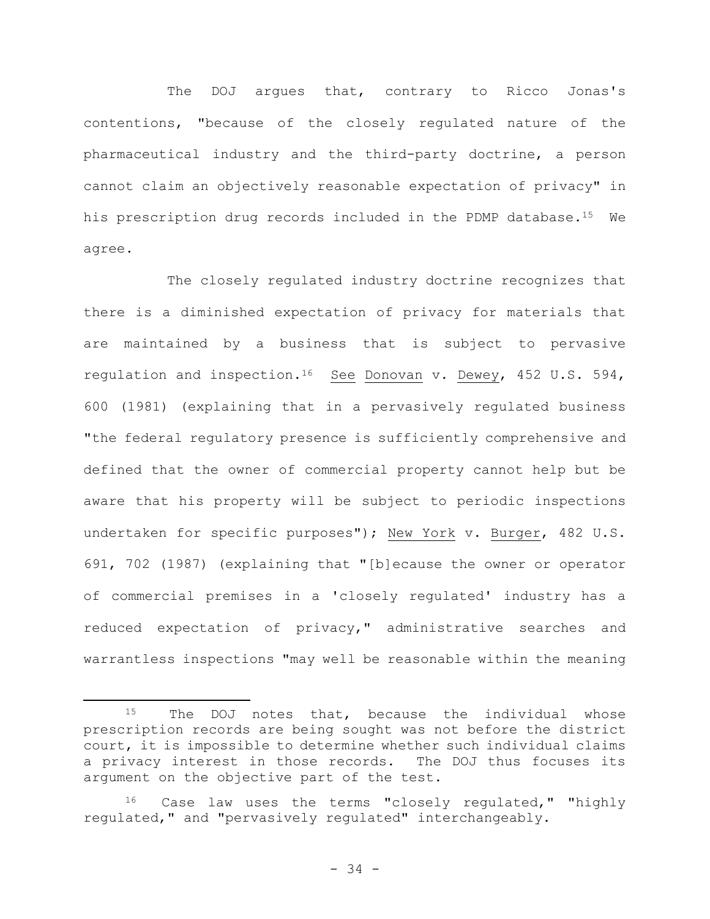The DOJ argues that, contrary to Ricco Jonas's contentions, "because of the closely regulated nature of the pharmaceutical industry and the third-party doctrine, a person cannot claim an objectively reasonable expectation of privacy" in his prescription drug records included in the PDMP database.[15] We agree.

The closely regulated industry doctrine recognizes that there is a diminished expectation of privacy for materials that are maintained by a business that is subject to pervasive regulation and inspection.[16] See Donovan v. Dewey, 452 U.S. 594, 600 (1981) (explaining that in a pervasively regulated business "the federal regulatory presence is sufficiently comprehensive and defined that the owner of commercial property cannot help but be aware that his property will be subject to periodic inspections undertaken for specific purposes"); New York v. Burger, 482 U.S. 691, 702 (1987) (explaining that "[b]ecause the owner or operator of commercial premises in a 'closely regulated' industry has a reduced expectation of privacy," administrative searches and warrantless inspections "may well be reasonable within the meaning

---

[15] The DOJ notes that, because the individual whose prescription records are being sought was not before the district court, it is impossible to determine whether such individual claims a privacy interest in those records. The DOJ thus focuses its argument on the objective part of the test.

[16] Case law uses the terms "closely regulated," "highly regulated," and "pervasively regulated" interchangeably.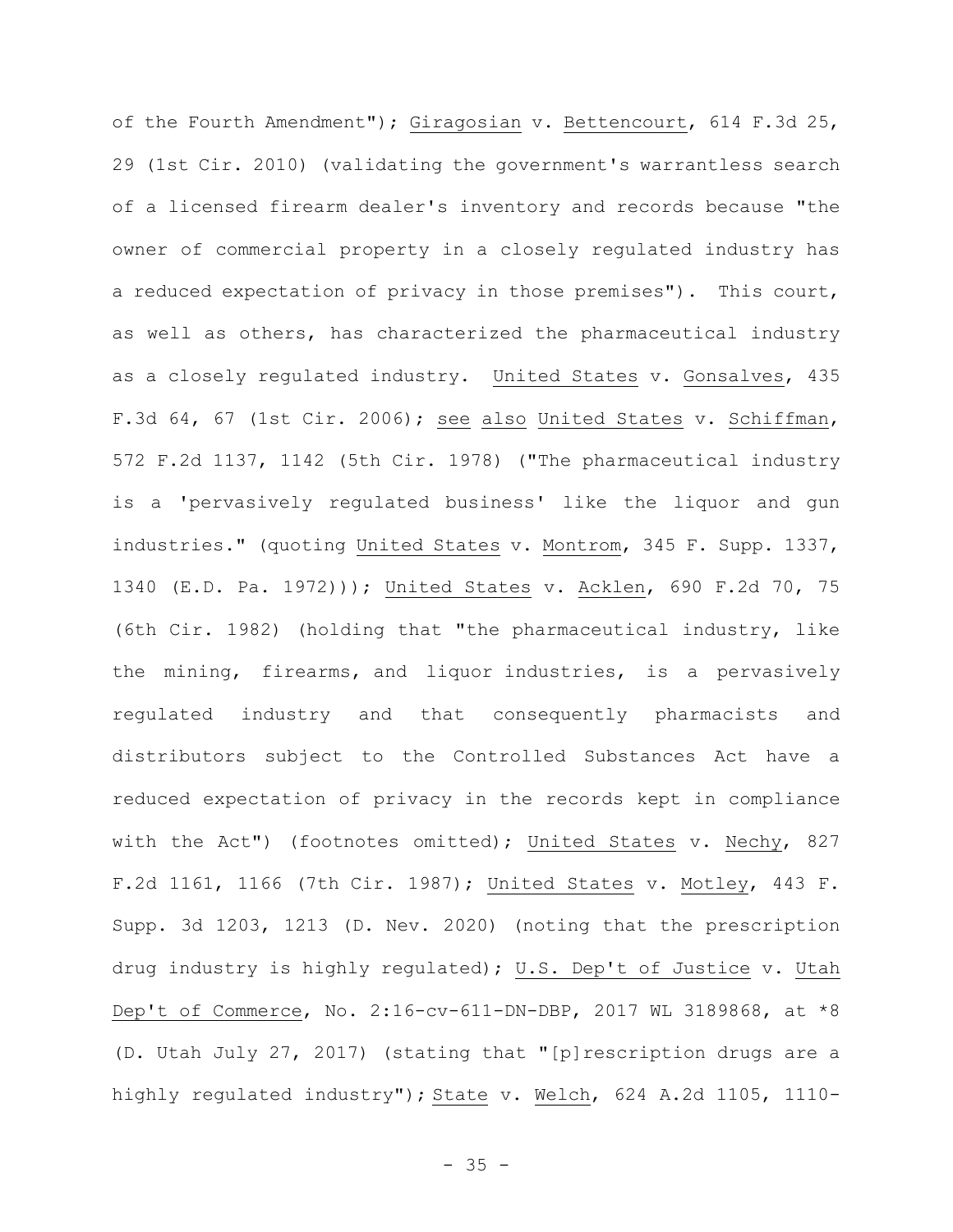of the Fourth Amendment"); Giragosian v. Bettencourt, 614 F.3d 25, 29 (1st Cir. 2010) (validating the government's warrantless search of a licensed firearm dealer's inventory and records because "the owner of commercial property in a closely regulated industry has a reduced expectation of privacy in those premises"). This court, as well as others, has characterized the pharmaceutical industry as a closely regulated industry. United States v. Gonsalves, 435 F.3d 64, 67 (1st Cir. 2006); see also United States v. Schiffman, 572 F.2d 1137, 1142 (5th Cir. 1978) ("The pharmaceutical industry is a 'pervasively regulated business' like the liquor and gun industries." (quoting United States v. Montrom, 345 F. Supp. 1337, 1340 (E.D. Pa. 1972))); United States v. Acklen, 690 F.2d 70, 75 (6th Cir. 1982) (holding that "the pharmaceutical industry, like the mining, firearms, and liquor industries, is a pervasively regulated industry and that consequently pharmacists and distributors subject to the Controlled Substances Act have a reduced expectation of privacy in the records kept in compliance with the Act") (footnotes omitted); United States v. Nechy, 827 F.2d 1161, 1166 (7th Cir. 1987); United States v. Motley, 443 F. Supp. 3d 1203, 1213 (D. Nev. 2020) (noting that the prescription drug industry is highly regulated); U.S. Dep't of Justice v. Utah Dep't of Commerce, No. 2:16-cv-611-DN-DBP, 2017 WL 3189868, at *8 (D. Utah July 27, 2017) (stating that "[p]rescription drugs are a highly regulated industry"); State v. Welch, 624 A.2d 1105, 1110-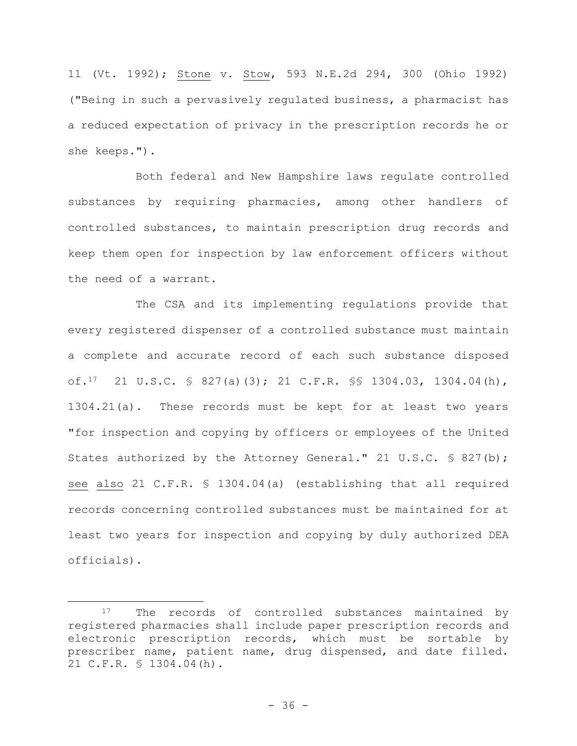11 (Vt. 1992); Stone v. Stow, 593 N.E.2d 294, 300 (Ohio 1992) ("Being in such a pervasively regulated business, a pharmacist has a reduced expectation of privacy in the prescription records he or she keeps.").

Both federal and New Hampshire laws regulate controlled substances by requiring pharmacies, among other handlers of controlled substances, to maintain prescription drug records and keep them open for inspection by law enforcement officers without the need of a warrant.

The CSA and its implementing regulations provide that every registered dispenser of a controlled substance must maintain a complete and accurate record of each such substance disposed of.[17] 21 U.S.C. § 827(a)(3); 21 C.F.R. §§ 1304.03, 1304.04(h), 1304.21(a). These records must be kept for at least two years "for inspection and copying by officers or employees of the United States authorized by the Attorney General." 21 U.S.C. § 827(b); *see also* 21 C.F.R. § 1304.04(a) (establishing that all required records concerning controlled substances must be maintained for at least two years for inspection and copying by duly authorized DEA officials).

---

[17] The records of controlled substances maintained by registered pharmacies shall include paper prescription records and electronic prescription records, which must be sortable by prescriber name, patient name, drug dispensed, and date filled. 21 C.F.R. § 1304.04(h).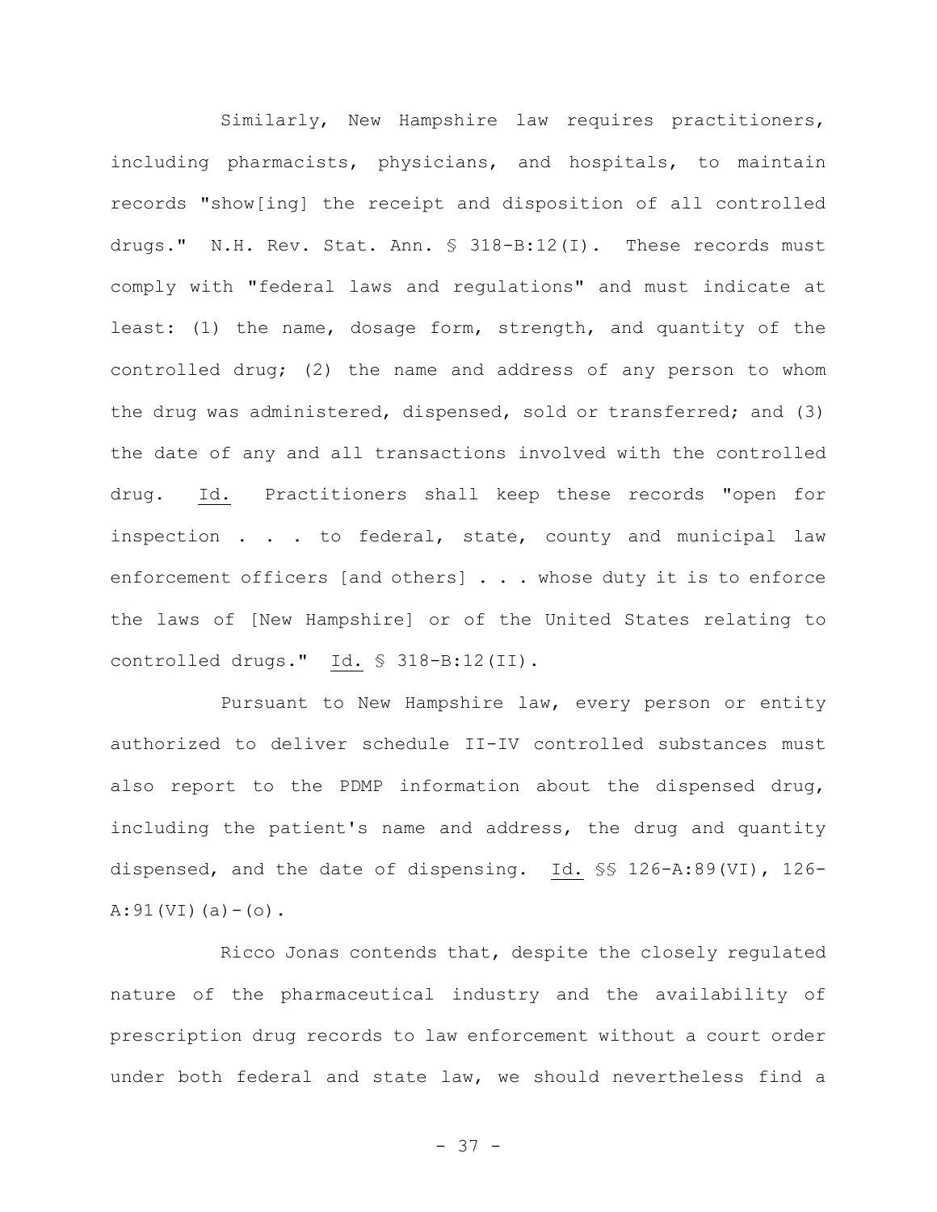Similarly, New Hampshire law requires practitioners, including pharmacists, physicians, and hospitals, to maintain records "show[ing] the receipt and disposition of all controlled drugs." N.H. Rev. Stat. Ann. § 318-B:12(I). These records must comply with "federal laws and regulations" and must indicate at least: (1) the name, dosage form, strength, and quantity of the controlled drug; (2) the name and address of any person to whom the drug was administered, dispensed, sold or transferred; and (3) the date of any and all transactions involved with the controlled drug. Id. Practitioners shall keep these records "open for inspection . . . to federal, state, county and municipal law enforcement officers [and others] . . . whose duty it is to enforce the laws of [New Hampshire] or of the United States relating to controlled drugs." Id. § 318-B:12(II).

Pursuant to New Hampshire law, every person or entity authorized to deliver schedule II-IV controlled substances must also report to the PDMP information about the dispensed drug, including the patient's name and address, the drug and quantity dispensed, and the date of dispensing. Id. §§ 126-A:89(VI), 126-A:91(VI)(a)-(o).

Ricco Jonas contends that, despite the closely regulated nature of the pharmaceutical industry and the availability of prescription drug records to law enforcement without a court order under both federal and state law, we should nevertheless find a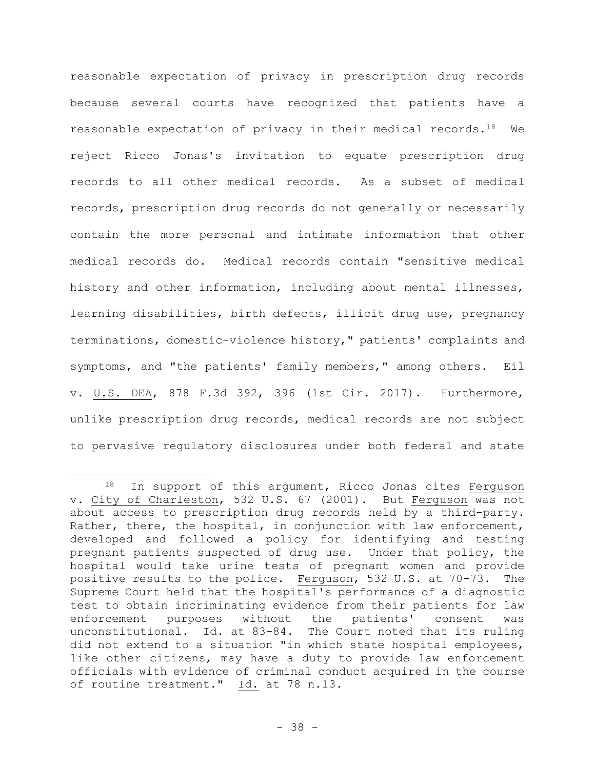reasonable expectation of privacy in prescription drug records because several courts have recognized that patients have a reasonable expectation of privacy in their medical records.[18] We reject Ricco Jonas's invitation to equate prescription drug records to all other medical records. As a subset of medical records, prescription drug records do not generally or necessarily contain the more personal and intimate information that other medical records do. Medical records contain "sensitive medical history and other information, including about mental illnesses, learning disabilities, birth defects, illicit drug use, pregnancy terminations, domestic-violence history," patients' complaints and symptoms, and "the patients' family members," among others. Eil v. U.S. DEA, 878 F.3d 392, 396 (1st Cir. 2017). Furthermore, unlike prescription drug records, medical records are not subject to pervasive regulatory disclosures under both federal and state

---

[18] In support of this argument, Ricco Jonas cites Ferguson v. City of Charleston, 532 U.S. 67 (2001). But Ferguson was not about access to prescription drug records held by a third-party. Rather, there, the hospital, in conjunction with law enforcement, developed and followed a policy for identifying and testing pregnant patients suspected of drug use. Under that policy, the hospital would take urine tests of pregnant women and provide positive results to the police. Ferguson, 532 U.S. at 70-73. The Supreme Court held that the hospital's performance of a diagnostic test to obtain incriminating evidence from their patients for law enforcement purposes without the patients' consent was unconstitutional. Id. at 83-84. The Court noted that its ruling did not extend to a situation "in which state hospital employees, like other citizens, may have a duty to provide law enforcement officials with evidence of criminal conduct acquired in the course of routine treatment." Id. at 78 n.13.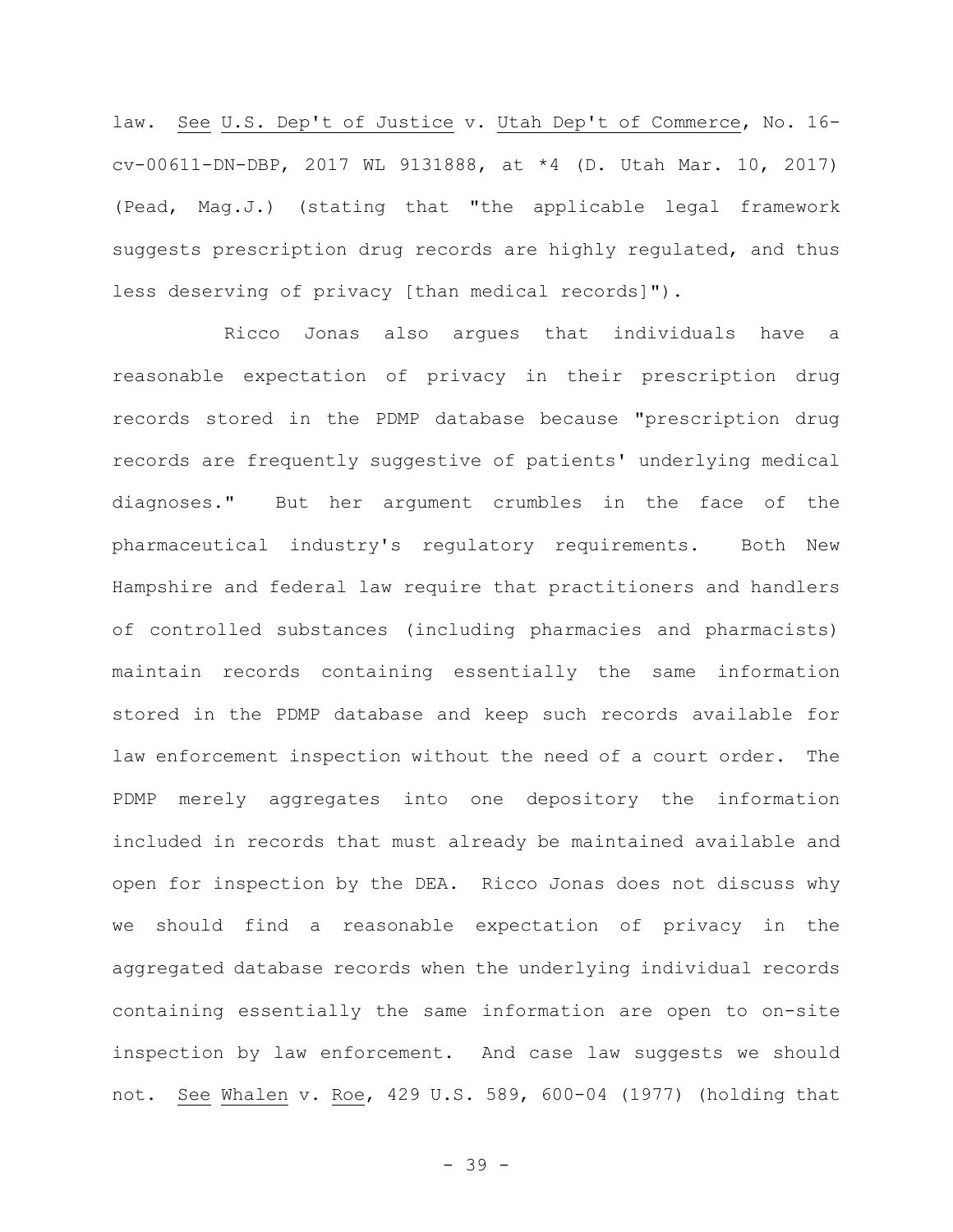law. See U.S. Dep't of Justice v. Utah Dep't of Commerce, No. 16-cv-00611-DN-DBP, 2017 WL 9131888, at *4 (D. Utah Mar. 10, 2017) (Pead, Mag.J.) (stating that "the applicable legal framework suggests prescription drug records are highly regulated, and thus less deserving of privacy [than medical records]").

Ricco Jonas also argues that individuals have a reasonable expectation of privacy in their prescription drug records stored in the PDMP database because "prescription drug records are frequently suggestive of patients' underlying medical diagnoses." But her argument crumbles in the face of the pharmaceutical industry's regulatory requirements. Both New Hampshire and federal law require that practitioners and handlers of controlled substances (including pharmacies and pharmacists) maintain records containing essentially the same information stored in the PDMP database and keep such records available for law enforcement inspection without the need of a court order. The PDMP merely aggregates into one depository the information included in records that must already be maintained available and open for inspection by the DEA. Ricco Jonas does not discuss why we should find a reasonable expectation of privacy in the aggregated database records when the underlying individual records containing essentially the same information are open to on-site inspection by law enforcement. And case law suggests we should not. See Whalen v. Roe, 429 U.S. 589, 600-04 (1977) (holding that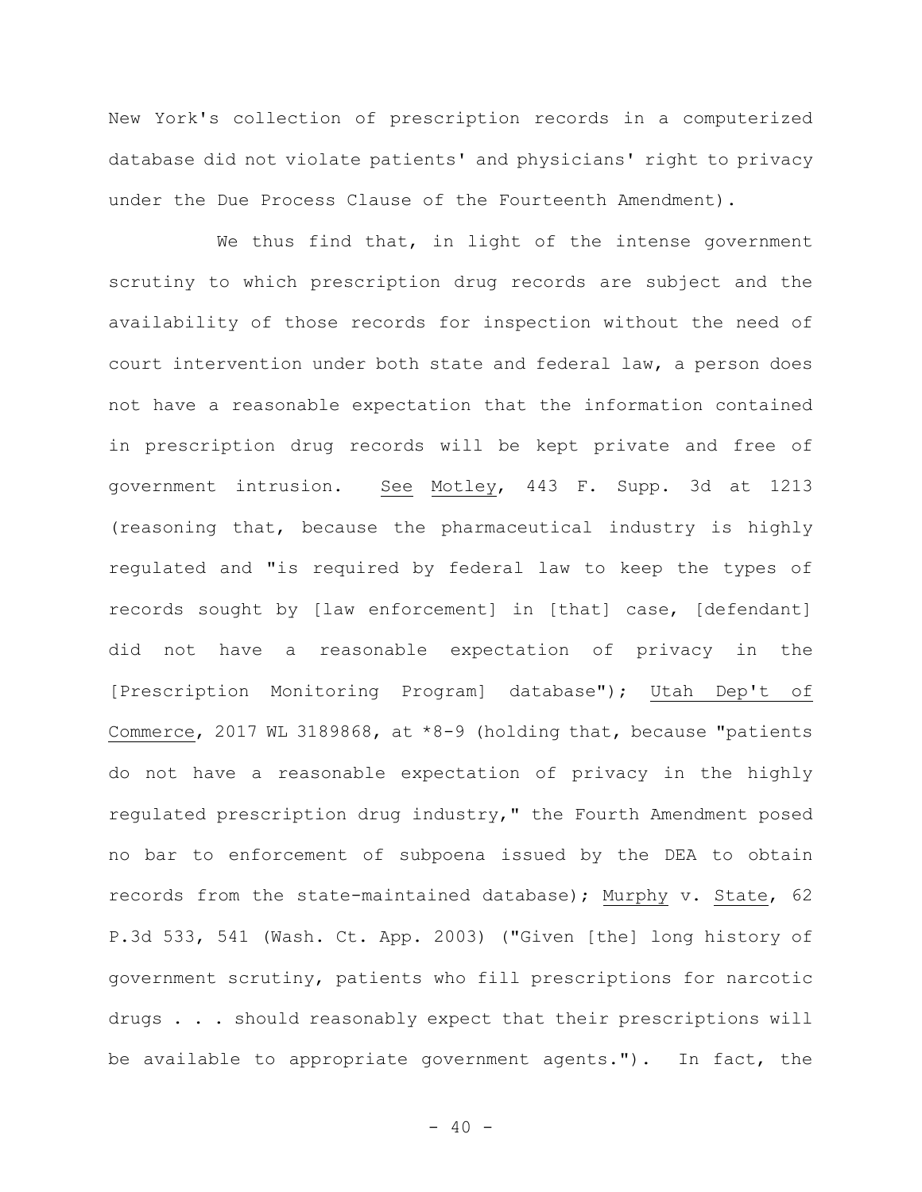New York's collection of prescription records in a computerized database did not violate patients' and physicians' right to privacy under the Due Process Clause of the Fourteenth Amendment).

We thus find that, in light of the intense government scrutiny to which prescription drug records are subject and the availability of those records for inspection without the need of court intervention under both state and federal law, a person does not have a reasonable expectation that the information contained in prescription drug records will be kept private and free of government intrusion. See Motley, 443 F. Supp. 3d at 1213 (reasoning that, because the pharmaceutical industry is highly regulated and "is required by federal law to keep the types of records sought by [law enforcement] in [that] case, [defendant] did not have a reasonable expectation of privacy in the [Prescription Monitoring Program] database"); Utah Dep't of Commerce, 2017 WL 3189868, at *8-9 (holding that, because "patients do not have a reasonable expectation of privacy in the highly regulated prescription drug industry," the Fourth Amendment posed no bar to enforcement of subpoena issued by the DEA to obtain records from the state-maintained database); Murphy v. State, 62 P.3d 533, 541 (Wash. Ct. App. 2003) ("Given [the] long history of government scrutiny, patients who fill prescriptions for narcotic drugs . . . should reasonably expect that their prescriptions will be available to appropriate government agents."). In fact, the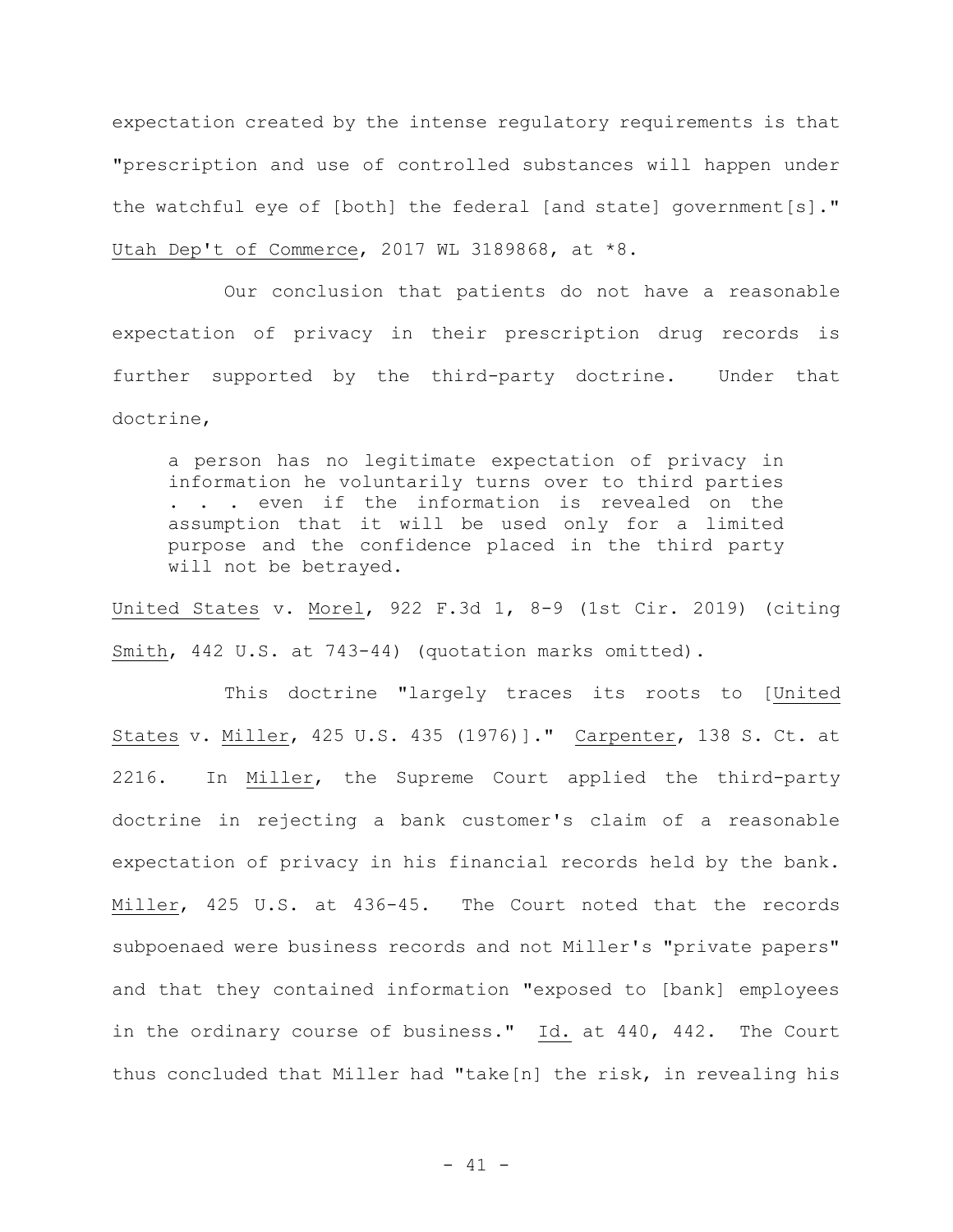expectation created by the intense regulatory requirements is that "prescription and use of controlled substances will happen under the watchful eye of [both] the federal [and state] government[s]." Utah Dep't of Commerce, 2017 WL 3189868, at *8.

Our conclusion that patients do not have a reasonable expectation of privacy in their prescription drug records is further supported by the third-party doctrine. Under that doctrine,

> a person has no legitimate expectation of privacy in information he voluntarily turns over to third parties . . . even if the information is revealed on the assumption that it will be used only for a limited purpose and the confidence placed in the third party will not be betrayed.

United States v. Morel, 922 F.3d 1, 8-9 (1st Cir. 2019) (citing Smith, 442 U.S. at 743-44) (quotation marks omitted).

This doctrine "largely traces its roots to [United States v. Miller, 425 U.S. 435 (1976)]." Carpenter, 138 S. Ct. at 2216. In Miller, the Supreme Court applied the third-party doctrine in rejecting a bank customer's claim of a reasonable expectation of privacy in his financial records held by the bank. Miller, 425 U.S. at 436-45. The Court noted that the records subpoenaed were business records and not Miller's "private papers" and that they contained information "exposed to [bank] employees in the ordinary course of business." Id. at 440, 442. The Court thus concluded that Miller had "take[n] the risk, in revealing his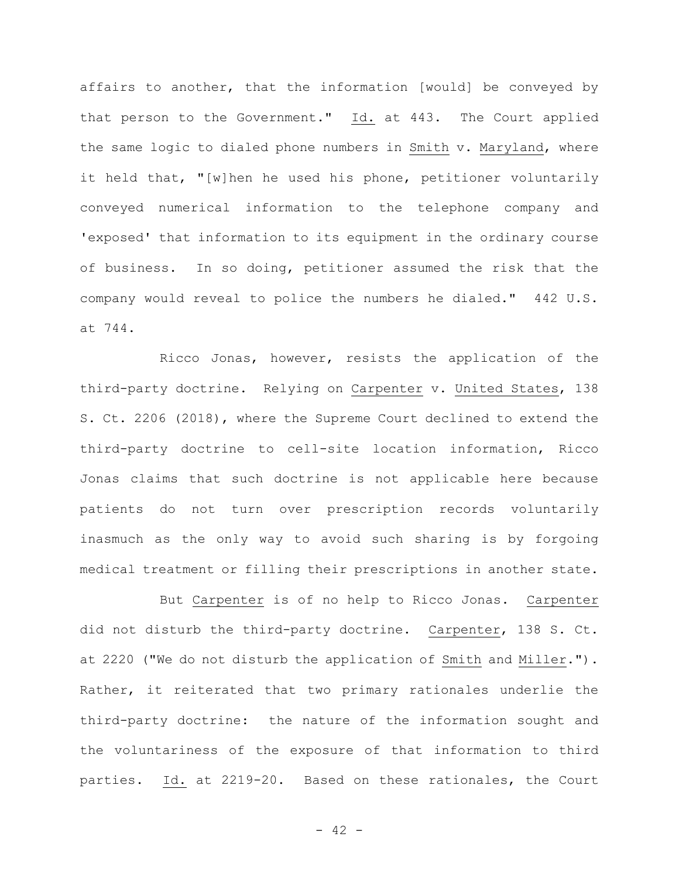affairs to another, that the information [would] be conveyed by that person to the Government." Id. at 443. The Court applied the same logic to dialed phone numbers in Smith v. Maryland, where it held that, "[w]hen he used his phone, petitioner voluntarily conveyed numerical information to the telephone company and 'exposed' that information to its equipment in the ordinary course of business. In so doing, petitioner assumed the risk that the company would reveal to police the numbers he dialed." 442 U.S. at 744.

Ricco Jonas, however, resists the application of the third-party doctrine. Relying on Carpenter v. United States, 138 S. Ct. 2206 (2018), where the Supreme Court declined to extend the third-party doctrine to cell-site location information, Ricco Jonas claims that such doctrine is not applicable here because patients do not turn over prescription records voluntarily inasmuch as the only way to avoid such sharing is by forgoing medical treatment or filling their prescriptions in another state.

But Carpenter is of no help to Ricco Jonas. Carpenter did not disturb the third-party doctrine. Carpenter, 138 S. Ct. at 2220 ("We do not disturb the application of Smith and Miller."). Rather, it reiterated that two primary rationales underlie the third-party doctrine: the nature of the information sought and the voluntariness of the exposure of that information to third parties. Id. at 2219-20. Based on these rationales, the Court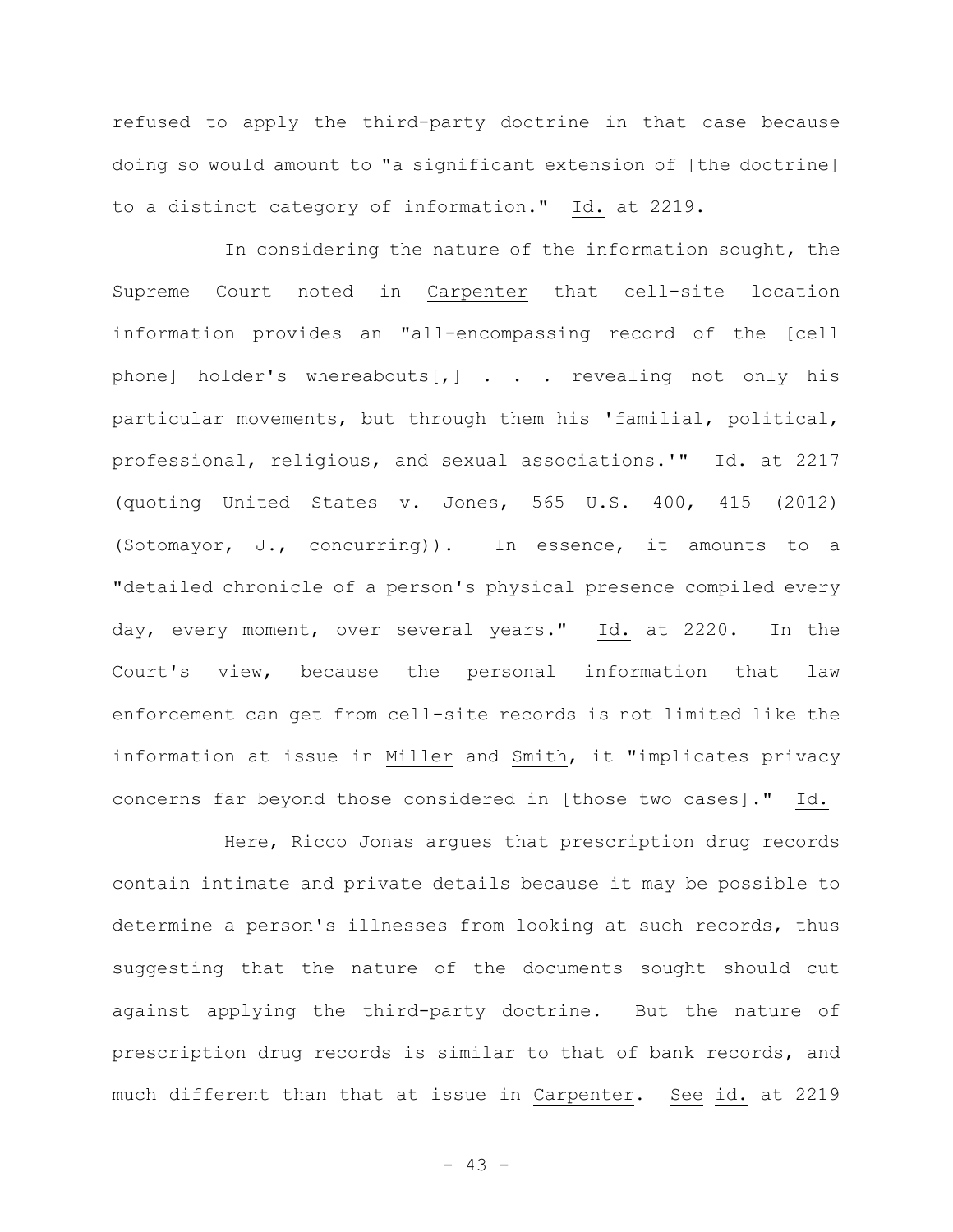refused to apply the third-party doctrine in that case because doing so would amount to "a significant extension of [the doctrine] to a distinct category of information." Id. at 2219.

In considering the nature of the information sought, the Supreme Court noted in Carpenter that cell-site location information provides an "all-encompassing record of the [cell phone] holder's whereabouts[,] . . . revealing not only his particular movements, but through them his 'familial, political, professional, religious, and sexual associations.'" Id. at 2217 (quoting United States v. Jones, 565 U.S. 400, 415 (2012) (Sotomayor, J., concurring)). In essence, it amounts to a "detailed chronicle of a person's physical presence compiled every day, every moment, over several years." Id. at 2220. In the Court's view, because the personal information that law enforcement can get from cell-site records is not limited like the information at issue in Miller and Smith, it "implicates privacy concerns far beyond those considered in [those two cases]." Id.

Here, Ricco Jonas argues that prescription drug records contain intimate and private details because it may be possible to determine a person's illnesses from looking at such records, thus suggesting that the nature of the documents sought should cut against applying the third-party doctrine. But the nature of prescription drug records is similar to that of bank records, and much different than that at issue in Carpenter. See id. at 2219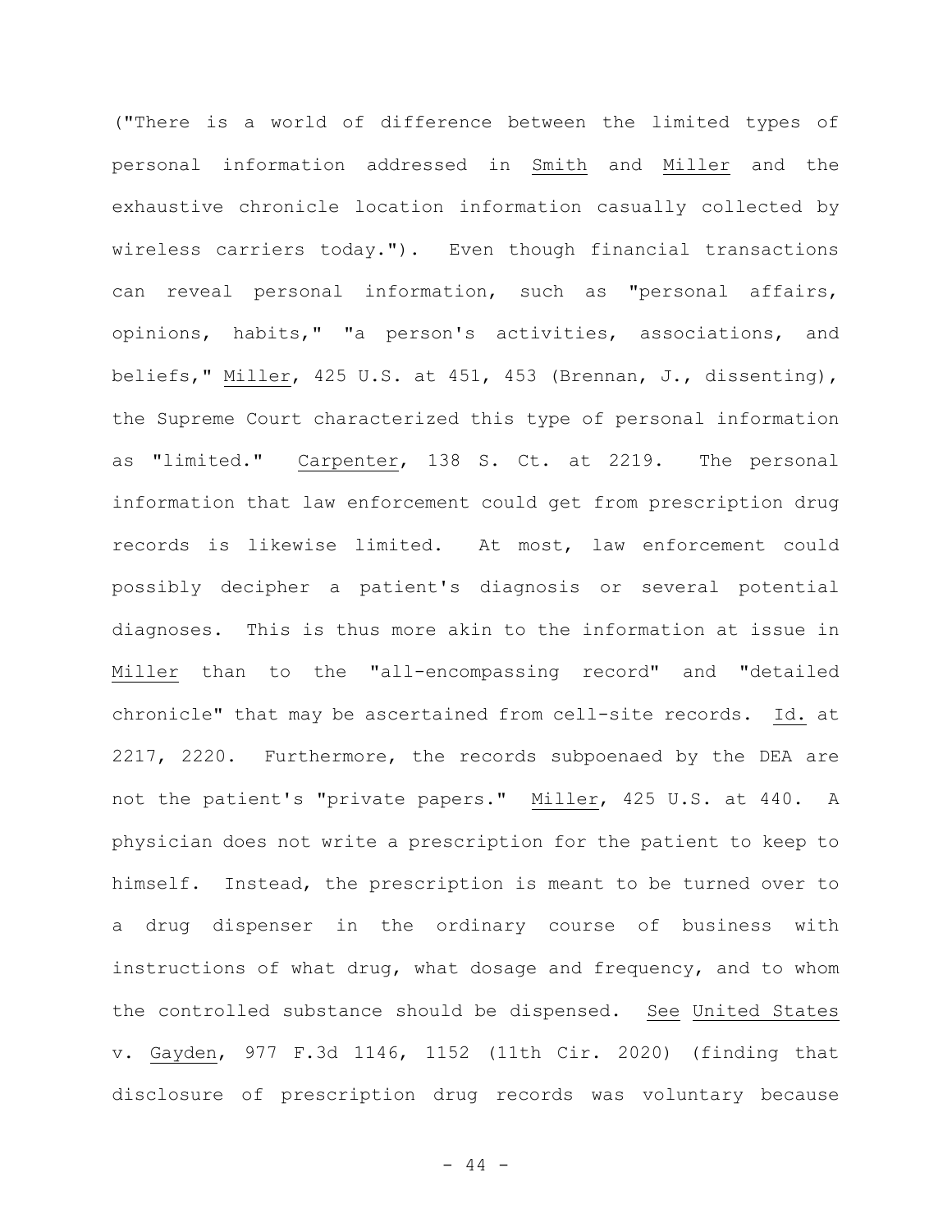("There is a world of difference between the limited types of personal information addressed in Smith and Miller and the exhaustive chronicle location information casually collected by wireless carriers today."). Even though financial transactions can reveal personal information, such as "personal affairs, opinions, habits," "a person's activities, associations, and beliefs," Miller, 425 U.S. at 451, 453 (Brennan, J., dissenting), the Supreme Court characterized this type of personal information as "limited." Carpenter, 138 S. Ct. at 2219. The personal information that law enforcement could get from prescription drug records is likewise limited. At most, law enforcement could possibly decipher a patient's diagnosis or several potential diagnoses. This is thus more akin to the information at issue in Miller than to the "all-encompassing record" and "detailed chronicle" that may be ascertained from cell-site records. Id. at 2217, 2220. Furthermore, the records subpoenaed by the DEA are not the patient's "private papers." Miller, 425 U.S. at 440. A physician does not write a prescription for the patient to keep to himself. Instead, the prescription is meant to be turned over to a drug dispenser in the ordinary course of business with instructions of what drug, what dosage and frequency, and to whom the controlled substance should be dispensed. See United States v. Gayden, 977 F.3d 1146, 1152 (11th Cir. 2020) (finding that disclosure of prescription drug records was voluntary because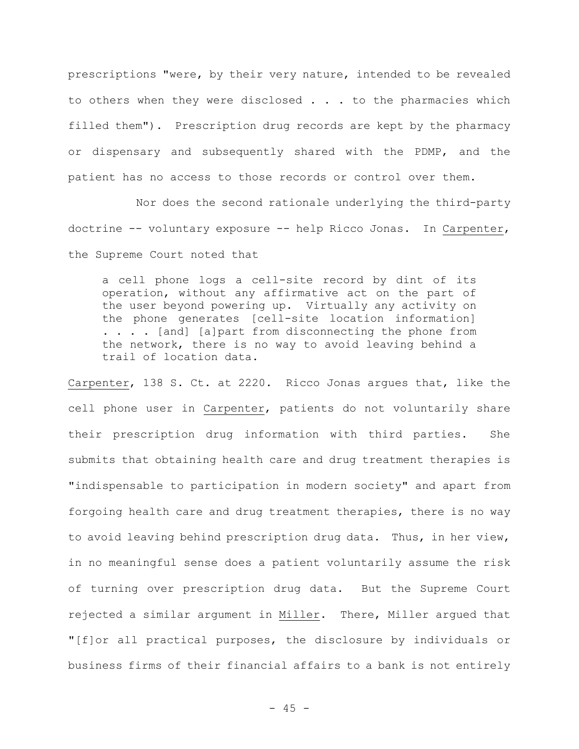prescriptions "were, by their very nature, intended to be revealed to others when they were disclosed . . . to the pharmacies which filled them"). Prescription drug records are kept by the pharmacy or dispensary and subsequently shared with the PDMP, and the patient has no access to those records or control over them.

Nor does the second rationale underlying the third-party doctrine -- voluntary exposure -- help Ricco Jonas. In Carpenter, the Supreme Court noted that

> a cell phone logs a cell-site record by dint of its operation, without any affirmative act on the part of the user beyond powering up. Virtually any activity on the phone generates [cell-site location information] . . . . [and] [a]part from disconnecting the phone from the network, there is no way to avoid leaving behind a trail of location data.

Carpenter, 138 S. Ct. at 2220. Ricco Jonas argues that, like the cell phone user in Carpenter, patients do not voluntarily share their prescription drug information with third parties. She submits that obtaining health care and drug treatment therapies is "indispensable to participation in modern society" and apart from forgoing health care and drug treatment therapies, there is no way to avoid leaving behind prescription drug data. Thus, in her view, in no meaningful sense does a patient voluntarily assume the risk of turning over prescription drug data. But the Supreme Court rejected a similar argument in Miller. There, Miller argued that "[f]or all practical purposes, the disclosure by individuals or business firms of their financial affairs to a bank is not entirely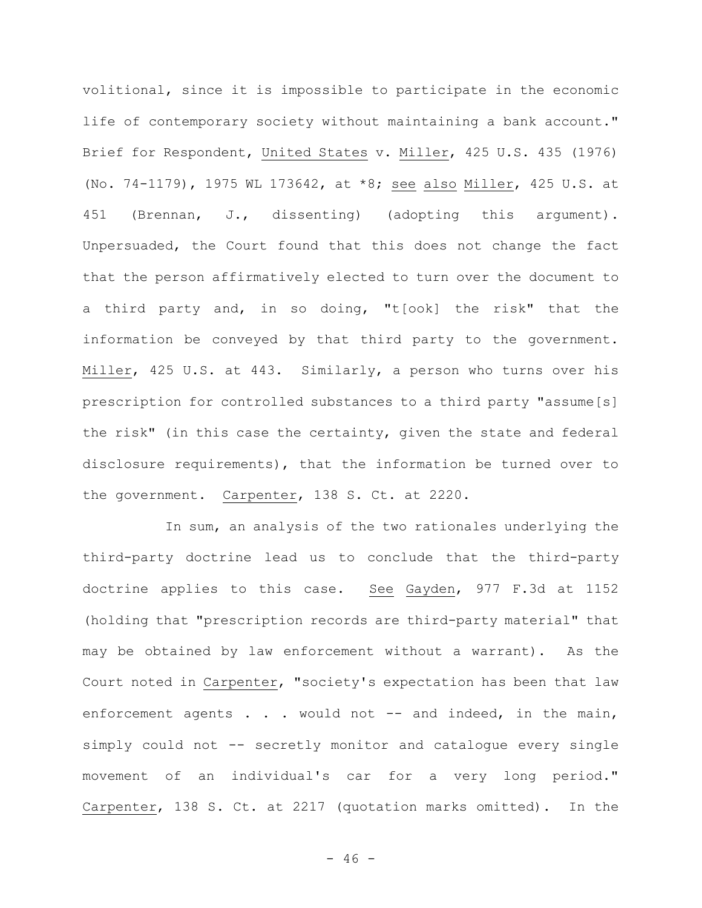volitional, since it is impossible to participate in the economic life of contemporary society without maintaining a bank account." Brief for Respondent, United States v. Miller, 425 U.S. 435 (1976) (No. 74-1179), 1975 WL 173642, at *8; see also Miller, 425 U.S. at 451 (Brennan, J., dissenting) (adopting this argument). Unpersuaded, the Court found that this does not change the fact that the person affirmatively elected to turn over the document to a third party and, in so doing, "t[ook] the risk" that the information be conveyed by that third party to the government. Miller, 425 U.S. at 443. Similarly, a person who turns over his prescription for controlled substances to a third party "assume[s] the risk" (in this case the certainty, given the state and federal disclosure requirements), that the information be turned over to the government. Carpenter, 138 S. Ct. at 2220.

In sum, an analysis of the two rationales underlying the third-party doctrine lead us to conclude that the third-party doctrine applies to this case. See Gayden, 977 F.3d at 1152 (holding that "prescription records are third-party material" that may be obtained by law enforcement without a warrant). As the Court noted in Carpenter, "society's expectation has been that law enforcement agents . . . would not -- and indeed, in the main, simply could not -- secretly monitor and catalogue every single movement of an individual's car for a very long period." Carpenter, 138 S. Ct. at 2217 (quotation marks omitted). In the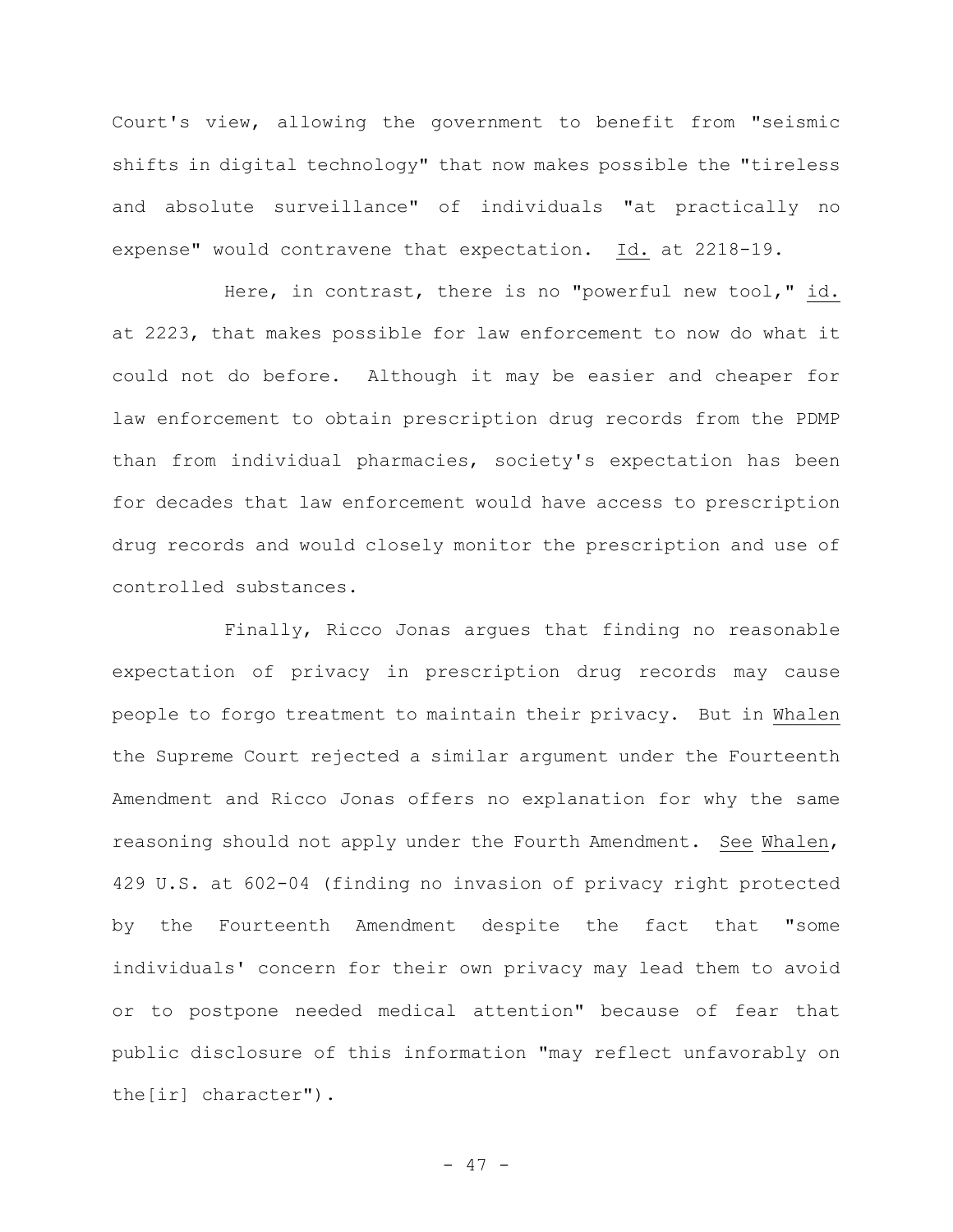Court's view, allowing the government to benefit from "seismic shifts in digital technology" that now makes possible the "tireless and absolute surveillance" of individuals "at practically no expense" would contravene that expectation. Id. at 2218-19.

Here, in contrast, there is no "powerful new tool," id. at 2223, that makes possible for law enforcement to now do what it could not do before. Although it may be easier and cheaper for law enforcement to obtain prescription drug records from the PDMP than from individual pharmacies, society's expectation has been for decades that law enforcement would have access to prescription drug records and would closely monitor the prescription and use of controlled substances.

Finally, Ricco Jonas argues that finding no reasonable expectation of privacy in prescription drug records may cause people to forgo treatment to maintain their privacy. But in Whalen the Supreme Court rejected a similar argument under the Fourteenth Amendment and Ricco Jonas offers no explanation for why the same reasoning should not apply under the Fourth Amendment. See Whalen, 429 U.S. at 602-04 (finding no invasion of privacy right protected by the Fourteenth Amendment despite the fact that "some individuals' concern for their own privacy may lead them to avoid or to postpone needed medical attention" because of fear that public disclosure of this information "may reflect unfavorably on the[ir] character").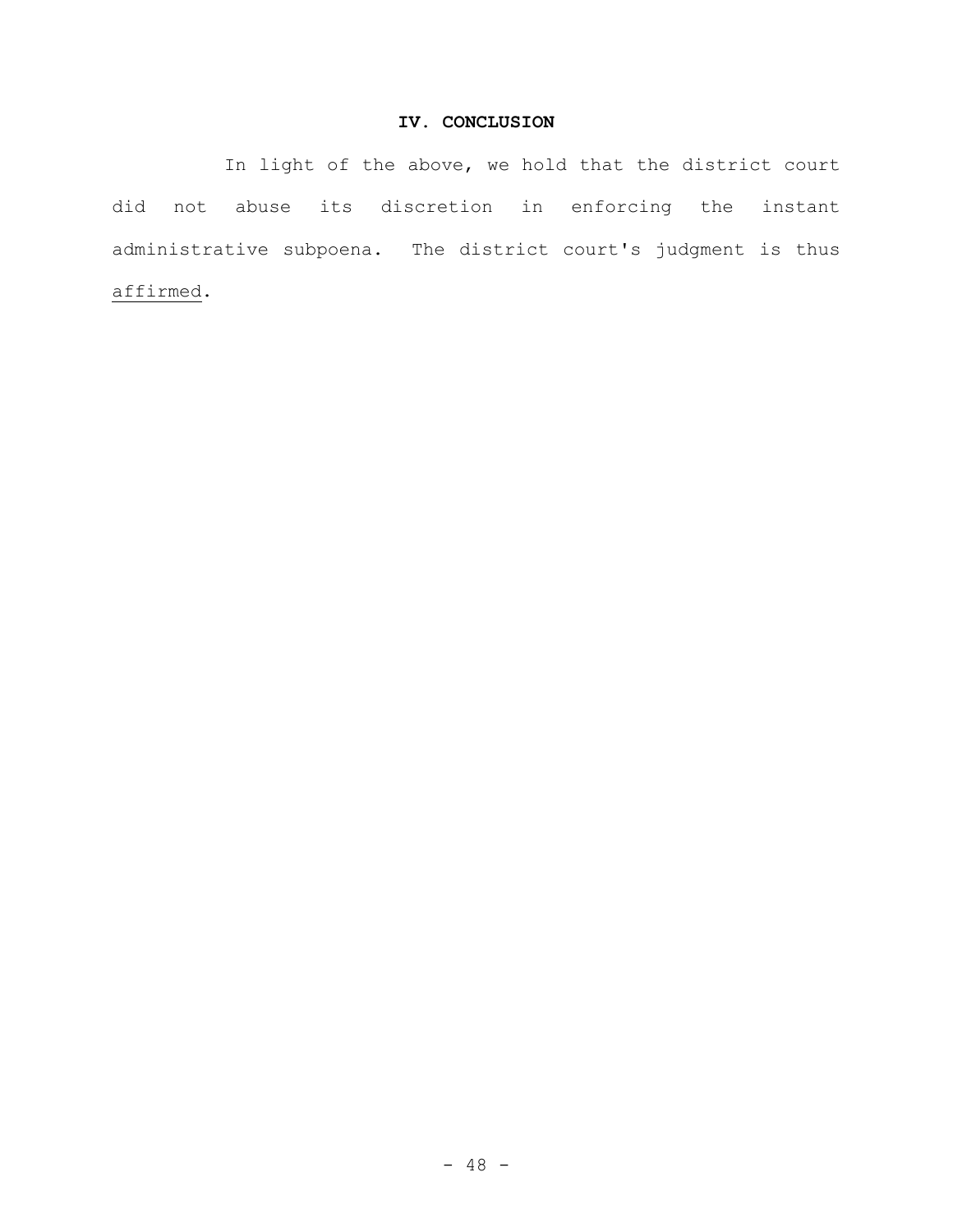## IV. CONCLUSION

In light of the above, we hold that the district court did not abuse its discretion in enforcing the instant administrative subpoena. The district court's judgment is thus *affirmed*.